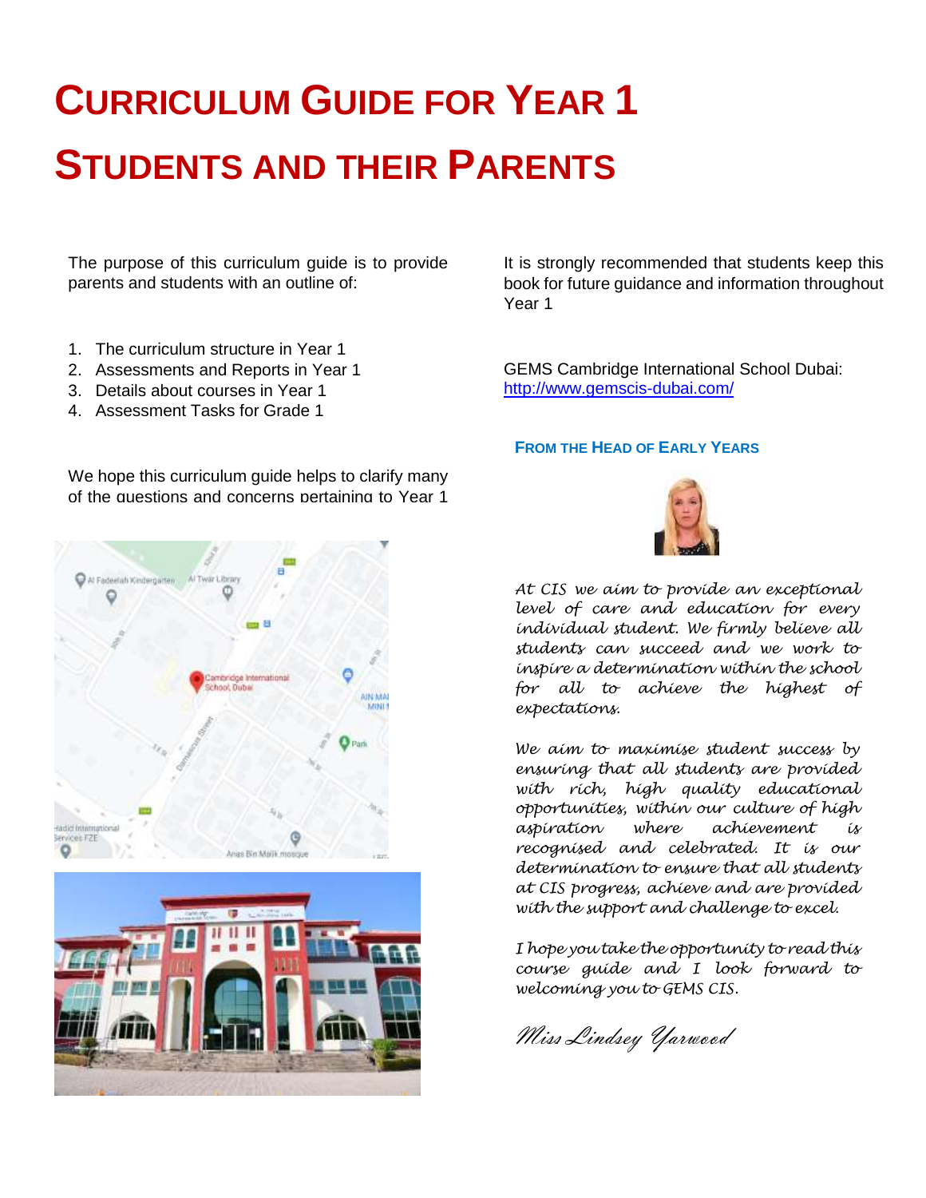# CURRICULUM GUIDE FOR YEAR 1 STUDENTS AND THEIR PARENTS

The purpose of this curriculum guide is to provide parents and students with an outline of:

1. The curriculum structure in Year 1
2. Assessments and Reports in Year 1
3. Details about courses in Year 1
4. Assessment Tasks for Grade 1

We hope this curriculum guide helps to clarify many of the questions and concerns pertaining to Year 1

It is strongly recommended that students keep this book for future guidance and information throughout Year 1

GEMS Cambridge International School Dubai:
http://www.gemscis-dubai.com/

### FROM THE HEAD OF EARLY YEARS

*At CIS we aim to provide an exceptional level of care and education for every individual student. We firmly believe all students can succeed and we work to inspire a determination within the school for all to achieve the highest of expectations.*

*We aim to maximise student success by ensuring that all students are provided with rich, high quality educational opportunities, within our culture of high aspiration where achievement is recognised and celebrated. It is our determination to ensure that all students at CIS progress, achieve and are provided with the support and challenge to excel.*

*I hope you take the opportunity to read this course guide and I look forward to welcoming you to GEMS CIS.*

*Miss Lindsey Yarwood*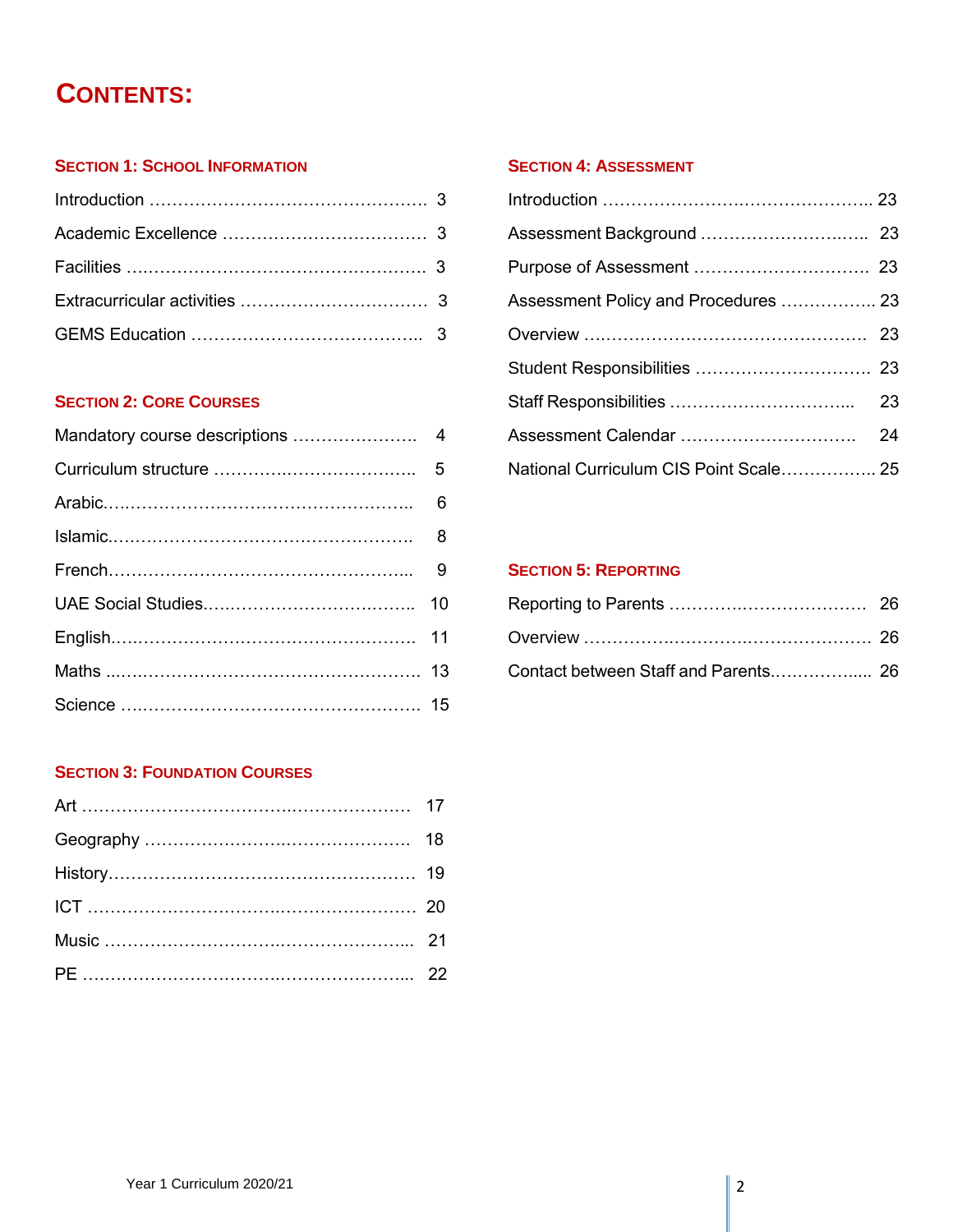# CONTENTS:

## SECTION 1: SCHOOL INFORMATION

Introduction ………………………………………….. 3

Academic Excellence ……………………………… 3

Facilities …………………………………………….. 3

Extracurricular activities ………………………….. 3

GEMS Education ………………………………….. 3

## SECTION 2: CORE COURSES

Mandatory course descriptions …………………. 4

Curriculum structure ……………………………… 5

Arabic………………………………………………. 6

Islamic………………………………………………. 8

French………………………………………………. 9

UAE Social Studies……………………………….. 10

English………………………………………………. 11

Maths ……………………………………………….. 13

Science ……………………………………………… 15

## SECTION 3: FOUNDATION COURSES

Art …………………………………………………… 17

Geography …………………………………………. 18

History………………………………………………. 19

ICT …………………………………………………… 20

Music ………………………………………………… 21

PE …………………………………………………… 22

## SECTION 4: ASSESSMENT

Introduction ……………………………………….. 23

Assessment Background ………………………… 23

Purpose of Assessment ………………………….. 23

Assessment Policy and Procedures ……………. 23

Overview …………………………………………… 23

Student Responsibilities ………………………….. 23

Staff Responsibilities …………………………….. 23

Assessment Calendar ……………………………. 24

National Curriculum CIS Point Scale…………….. 25

## SECTION 5: REPORTING

Reporting to Parents ……………………………… 26

Overview …………………………………………… 26

Contact between Staff and Parents…………….. 26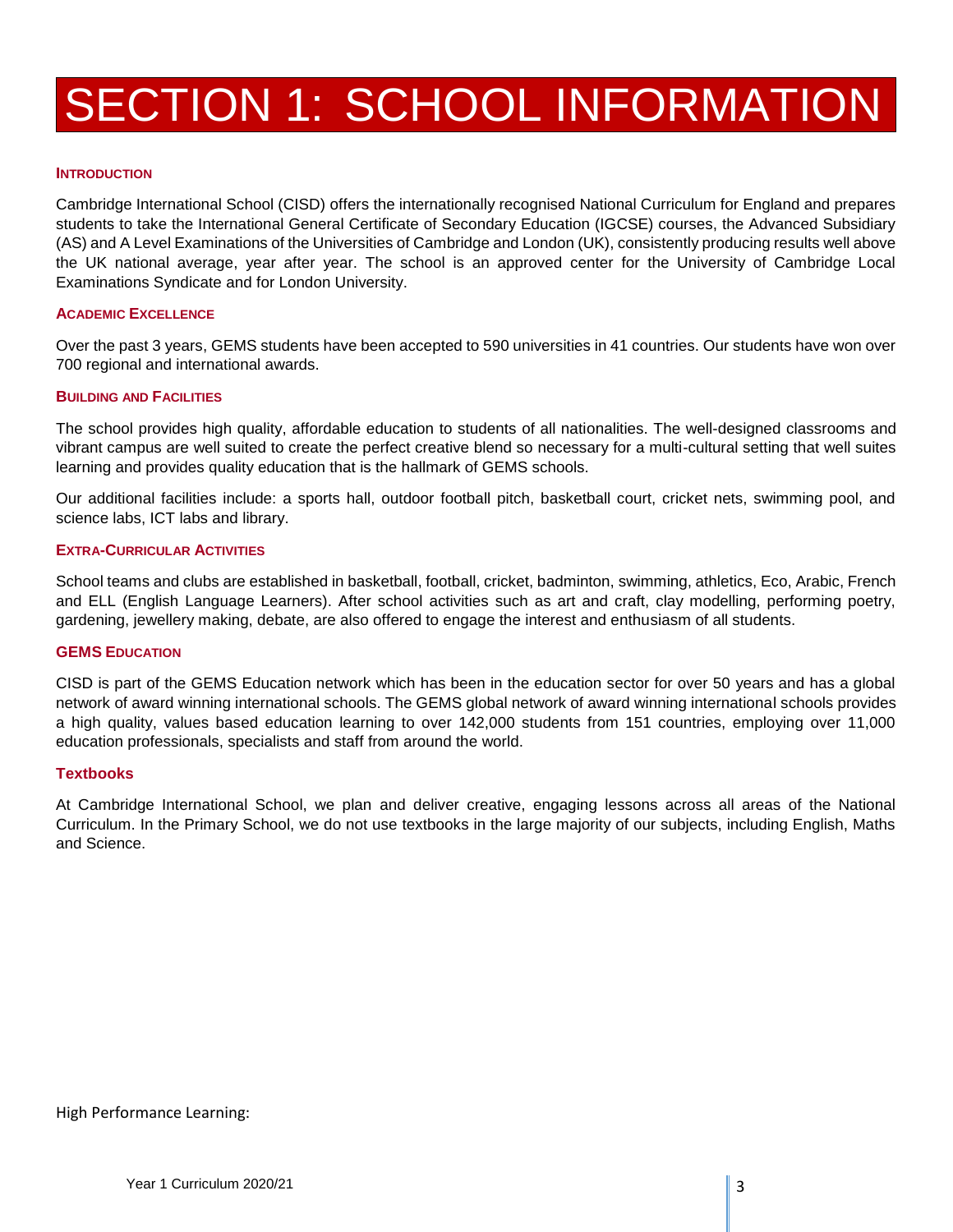# SECTION 1: SCHOOL INFORMATION

### INTRODUCTION

Cambridge International School (CISD) offers the internationally recognised National Curriculum for England and prepares students to take the International General Certificate of Secondary Education (IGCSE) courses, the Advanced Subsidiary (AS) and A Level Examinations of the Universities of Cambridge and London (UK), consistently producing results well above the UK national average, year after year. The school is an approved center for the University of Cambridge Local Examinations Syndicate and for London University.

### ACADEMIC EXCELLENCE

Over the past 3 years, GEMS students have been accepted to 590 universities in 41 countries. Our students have won over 700 regional and international awards.

### BUILDING AND FACILITIES

The school provides high quality, affordable education to students of all nationalities. The well-designed classrooms and vibrant campus are well suited to create the perfect creative blend so necessary for a multi-cultural setting that well suites learning and provides quality education that is the hallmark of GEMS schools.

Our additional facilities include: a sports hall, outdoor football pitch, basketball court, cricket nets, swimming pool, and science labs, ICT labs and library.

### EXTRA-CURRICULAR ACTIVITIES

School teams and clubs are established in basketball, football, cricket, badminton, swimming, athletics, Eco, Arabic, French and ELL (English Language Learners). After school activities such as art and craft, clay modelling, performing poetry, gardening, jewellery making, debate, are also offered to engage the interest and enthusiasm of all students.

### GEMS EDUCATION

CISD is part of the GEMS Education network which has been in the education sector for over 50 years and has a global network of award winning international schools. The GEMS global network of award winning international schools provides a high quality, values based education learning to over 142,000 students from 151 countries, employing over 11,000 education professionals, specialists and staff from around the world.

### Textbooks

At Cambridge International School, we plan and deliver creative, engaging lessons across all areas of the National Curriculum. In the Primary School, we do not use textbooks in the large majority of our subjects, including English, Maths and Science.

High Performance Learning: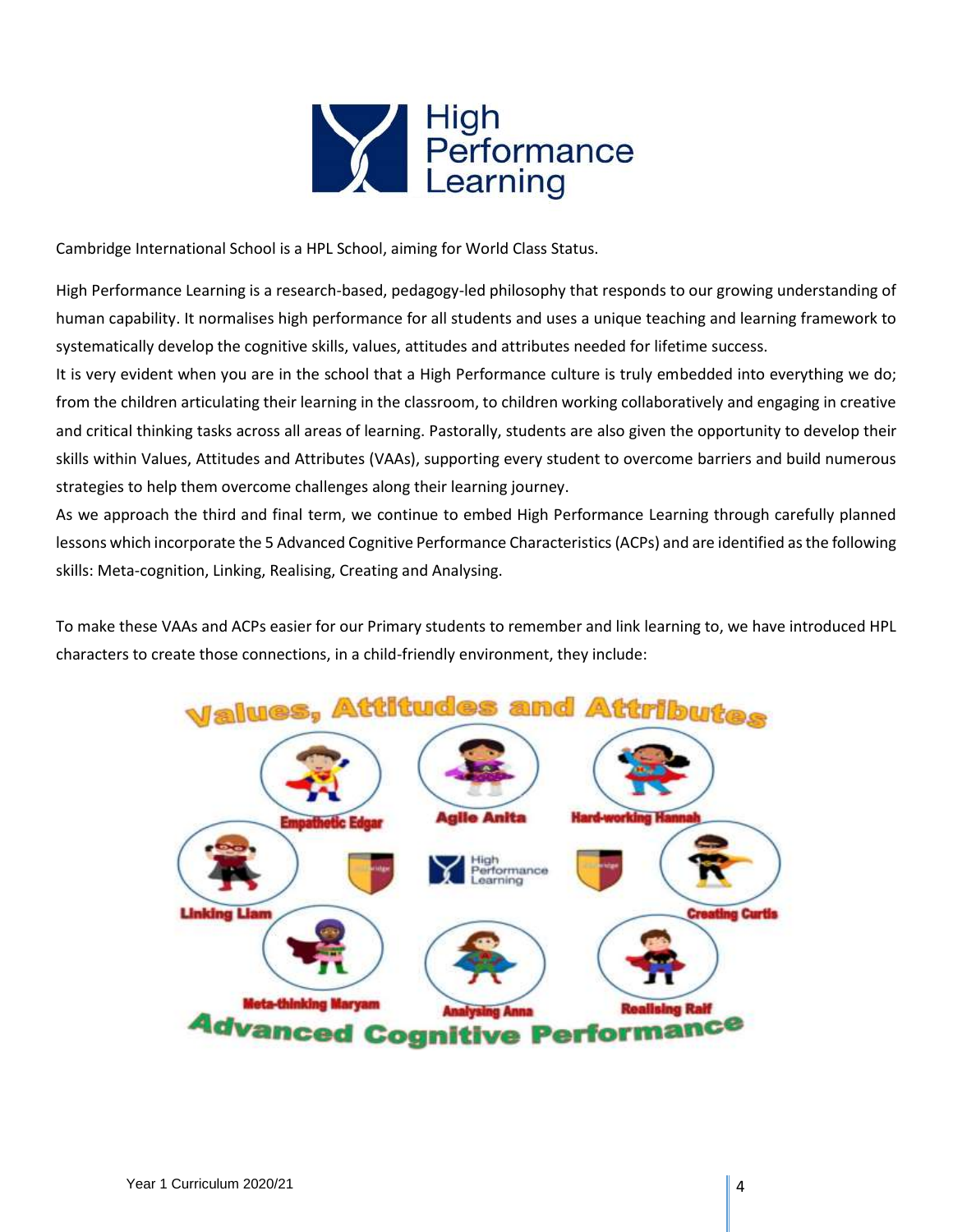Cambridge International School is a HPL School, aiming for World Class Status.

High Performance Learning is a research-based, pedagogy-led philosophy that responds to our growing understanding of human capability. It normalises high performance for all students and uses a unique teaching and learning framework to systematically develop the cognitive skills, values, attitudes and attributes needed for lifetime success.

It is very evident when you are in the school that a High Performance culture is truly embedded into everything we do; from the children articulating their learning in the classroom, to children working collaboratively and engaging in creative and critical thinking tasks across all areas of learning. Pastorally, students are also given the opportunity to develop their skills within Values, Attitudes and Attributes (VAAs), supporting every student to overcome barriers and build numerous strategies to help them overcome challenges along their learning journey.

As we approach the third and final term, we continue to embed High Performance Learning through carefully planned lessons which incorporate the 5 Advanced Cognitive Performance Characteristics (ACPs) and are identified as the following skills: Meta-cognition, Linking, Realising, Creating and Analysing.

To make these VAAs and ACPs easier for our Primary students to remember and link learning to, we have introduced HPL characters to create those connections, in a child-friendly environment, they include:

**Values, Attitudes and Attributes**

- Empathetic Edgar
- Agile Anita
- Hard-working Hannah

**Advanced Cognitive Performance**

- Linking Liam
- Creating Curtis
- Meta-thinking Maryam
- Analysing Anna
- Realising Ralf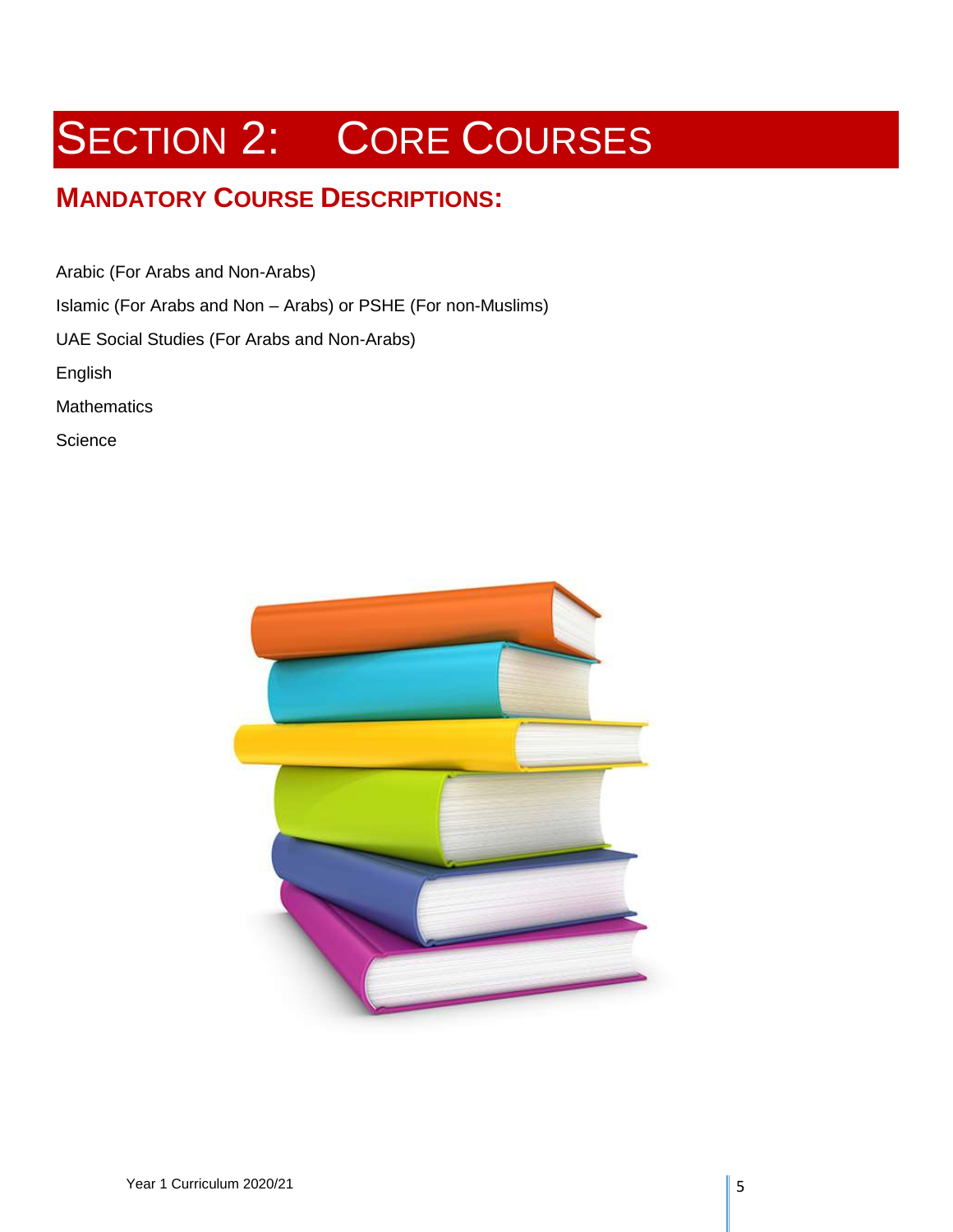# SECTION 2: CORE COURSES

## MANDATORY COURSE DESCRIPTIONS:

Arabic (For Arabs and Non-Arabs)

Islamic (For Arabs and Non – Arabs) or PSHE (For non-Muslims)

UAE Social Studies (For Arabs and Non-Arabs)

English

Mathematics

Science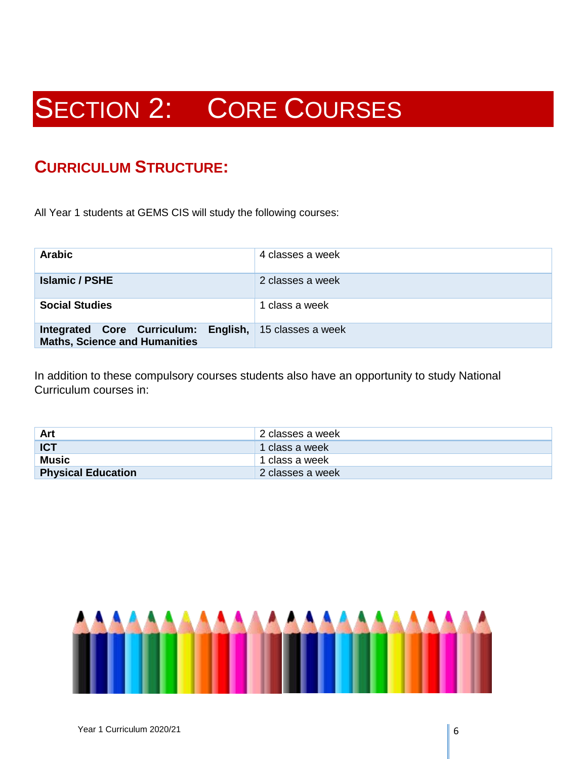# SECTION 2: CORE COURSES

## CURRICULUM STRUCTURE:

All Year 1 students at GEMS CIS will study the following courses:

| | |
|---|---|
| **Arabic** | 4 classes a week |
| **Islamic / PSHE** | 2 classes a week |
| **Social Studies** | 1 class a week |
| **Integrated Core Curriculum: English, Maths, Science and Humanities** | 15 classes a week |

In addition to these compulsory courses students also have an opportunity to study National Curriculum courses in:

| | |
|---|---|
| **Art** | 2 classes a week |
| **ICT** | 1 class a week |
| **Music** | 1 class a week |
| **Physical Education** | 2 classes a week |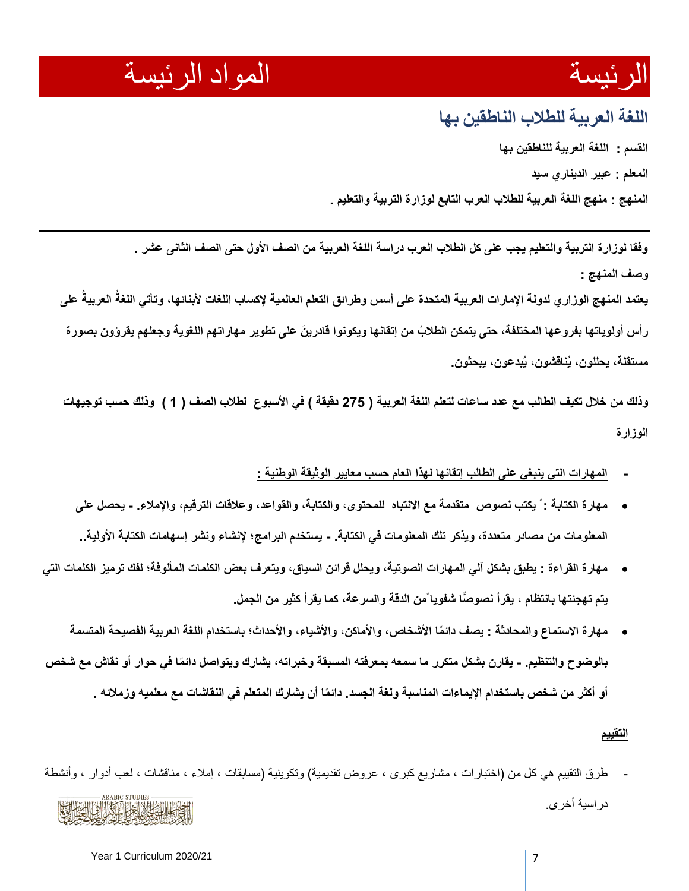الرئيسة المواد الرئيسة

## اللغة العربية للطلاب الناطقين بها

**القسم : اللغة العربية للناطقين بها**

**المعلم : عبير الديناري سيد**

**المنهج : منهج اللغة العربية للطلاب العرب التابع لوزارة التربية والتعليم .**

---

**وفقا لوزارة التربية والتعليم يجب على كل الطلاب العرب دراسة اللغة العربية من الصف الأول حتى الصف الثاني عشر .**

**وصف المنهج :**

**يعتمد المنهج الوزاري لدولة الإمارات العربية المتحدة على أسس وطرائق التعلم العالمية لإكساب اللغات لأبنائها، وتأتي اللغةُ العربيةُ على رأس أولوياتها بفروعها المختلفة، حتى يتمكن الطلابُ من إتقانها ويكونوا قادرينَ على تطوير مهاراتهم اللغوية وجعلهم يقرؤون بصورة مستقلة، يحللون، يُناقشون، يُبدعون، يبحثون.**

**وذلك من خلال تكيف الطالب مع عدد ساعات لتعلم اللغة العربية ( 275 دقيقة ) في الأسبوع لطلاب الصف ( 1 ) وذلك حسب توجيهات الوزارة**

- **<u>المهارات التي ينبغي على الطالب إتقانها لهذا العام حسب معايير الوثيقة الوطنية :</u>**

- **مهارة الكتابة : يكتب نصوص متقدمة مع الانتباه للمحتوى، والكتابة، والقواعد، وعلاقات الترقيم، والإملاء. - يحصل على المعلومات من مصادر متعددة، ويذكر تلك المعلومات في الكتابة. - يستخدم البرامج؛ لإنشاء ونشر إسهامات الكتابة الأولية..**
- **مهارة القراءة : يطبق بشكل آلي المهارات الصوتية، ويحلل قرائن السياق، ويتعرف بعض الكلمات المألوفة؛ لفك ترميز الكلمات التي يتم تهجئتها بانتظام ، يقرأ نصوصًا شفوياً من الدقة والسرعة، كما يقرأ كثير من الجمل.**
- **مهارة الاستماع والمحادثة : يصف دائمًا الأشخاص، والأماكن، والأشياء، والأحداث؛ باستخدام اللغة العربية الفصيحة المتسمة بالوضوح والتنظيم. - يقارن بشكل متكرر ما سمعه بمعرفته المسبقة وخبراته، يشارك ويتواصل دائمًا في حوار أو نقاش مع شخص أو أكثر من شخص باستخدام الإيماءات المناسبة ولغة الجسد. دائمًا أن يشارك المتعلم في النقاشات مع معلميه وزملائه .**

**<u>التقييم</u>**

- طرق التقييم هي كل من (اختبارات ، مشاريع كبرى ، عروض تقديمية) وتكوينية (مسابقات ، إملاء ، مناقشات ، لعب أدوار ، وأنشطة دراسية أخرى.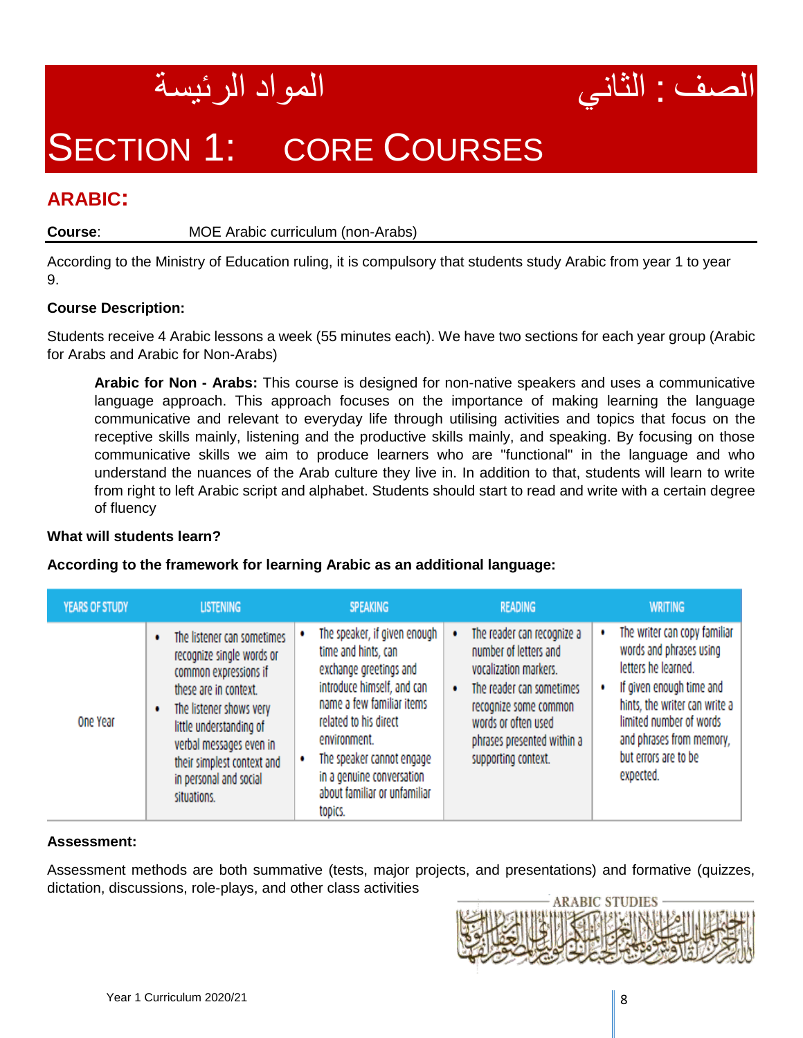# الصف : الثاني    المواد الرئيسة

# SECTION 1: CORE COURSES

## ARABIC:

**Course**: MOE Arabic curriculum (non-Arabs)

According to the Ministry of Education ruling, it is compulsory that students study Arabic from year 1 to year 9.

**Course Description:**

Students receive 4 Arabic lessons a week (55 minutes each). We have two sections for each year group (Arabic for Arabs and Arabic for Non-Arabs)

> **Arabic for Non - Arabs:** This course is designed for non-native speakers and uses a communicative language approach. This approach focuses on the importance of making learning the language communicative and relevant to everyday life through utilising activities and topics that focus on the receptive skills mainly, listening and the productive skills mainly, and speaking. By focusing on those communicative skills we aim to produce learners who are "functional" in the language and who understand the nuances of the Arab culture they live in. In addition to that, students will learn to write from right to left Arabic script and alphabet. Students should start to read and write with a certain degree of fluency

**What will students learn?**

**According to the framework for learning Arabic as an additional language:**

| YEARS OF STUDY | LISTENING | SPEAKING | READING | WRITING |
|---|---|---|---|---|
| One Year | • The listener can sometimes recognize single words or common expressions if these are in context.<br>• The listener shows very little understanding of verbal messages even in their simplest context and in personal and social situations. | • The speaker, if given enough time and hints, can exchange greetings and introduce himself, and can name a few familiar items related to his direct environment.<br>• The speaker cannot engage in a genuine conversation about familiar or unfamiliar topics. | • The reader can recognize a number of letters and vocalization markers.<br>• The reader can sometimes recognize some common words or often used phrases presented within a supporting context. | • The writer can copy familiar words and phrases using letters he learned.<br>• If given enough time and hints, the writer can write a limited number of words and phrases from memory, but errors are to be expected. |

**Assessment:**

Assessment methods are both summative (tests, major projects, and presentations) and formative (quizzes, dictation, discussions, role-plays, and other class activities

ARABIC STUDIES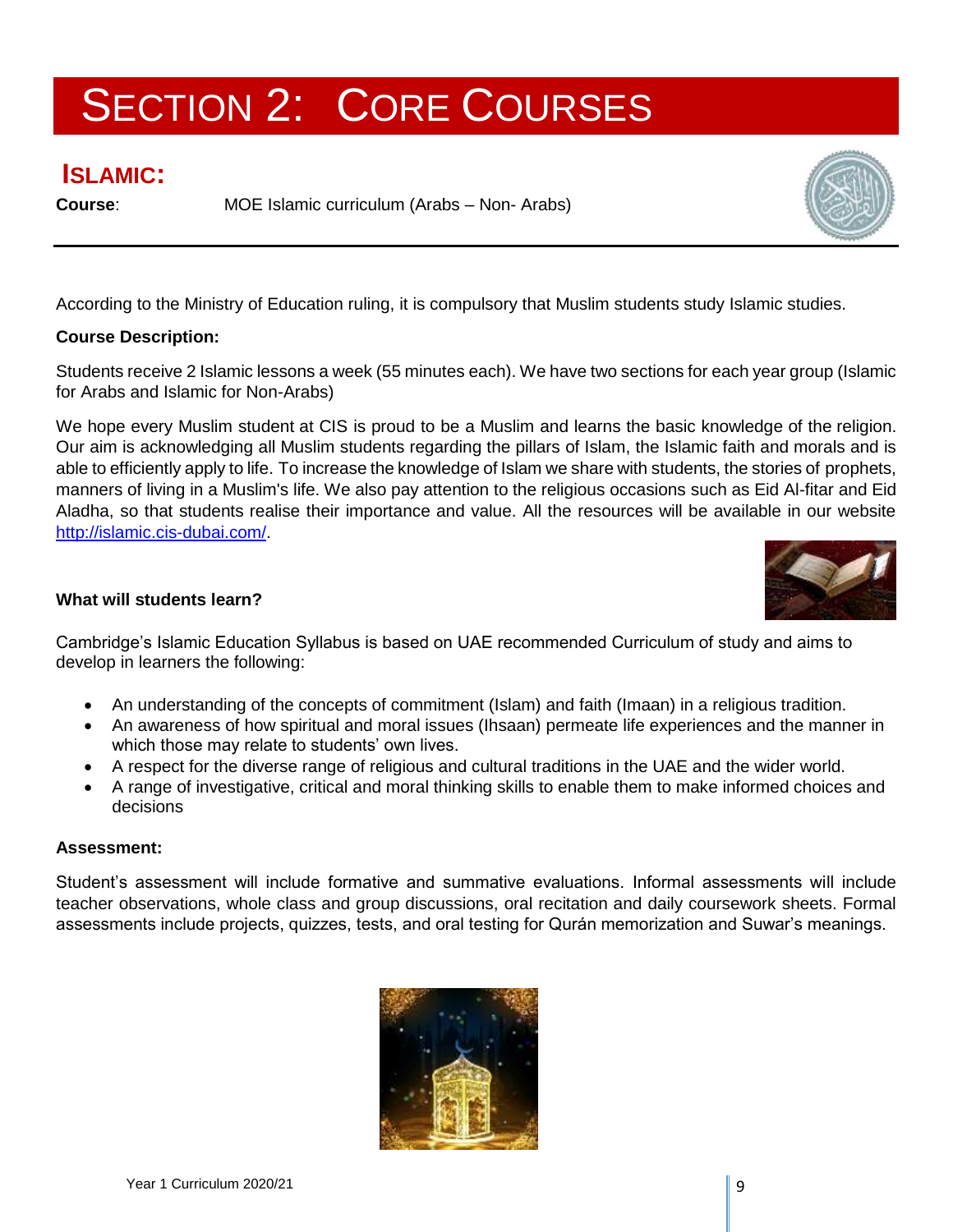# SECTION 2: CORE COURSES

## ISLAMIC:

**Course**: MOE Islamic curriculum (Arabs – Non- Arabs)

According to the Ministry of Education ruling, it is compulsory that Muslim students study Islamic studies.

**Course Description:**

Students receive 2 Islamic lessons a week (55 minutes each). We have two sections for each year group (Islamic for Arabs and Islamic for Non-Arabs)

We hope every Muslim student at CIS is proud to be a Muslim and learns the basic knowledge of the religion. Our aim is acknowledging all Muslim students regarding the pillars of Islam, the Islamic faith and morals and is able to efficiently apply to life. To increase the knowledge of Islam we share with students, the stories of prophets, manners of living in a Muslim's life. We also pay attention to the religious occasions such as Eid Al-fitar and Eid Aladha, so that students realise their importance and value. All the resources will be available in our website http://islamic.cis-dubai.com/.

**What will students learn?**

Cambridge's Islamic Education Syllabus is based on UAE recommended Curriculum of study and aims to develop in learners the following:

- An understanding of the concepts of commitment (Islam) and faith (Imaan) in a religious tradition.
- An awareness of how spiritual and moral issues (Ihsaan) permeate life experiences and the manner in which those may relate to students' own lives.
- A respect for the diverse range of religious and cultural traditions in the UAE and the wider world.
- A range of investigative, critical and moral thinking skills to enable them to make informed choices and decisions

**Assessment:**

Student's assessment will include formative and summative evaluations. Informal assessments will include teacher observations, whole class and group discussions, oral recitation and daily coursework sheets. Formal assessments include projects, quizzes, tests, and oral testing for Qurán memorization and Suwar's meanings.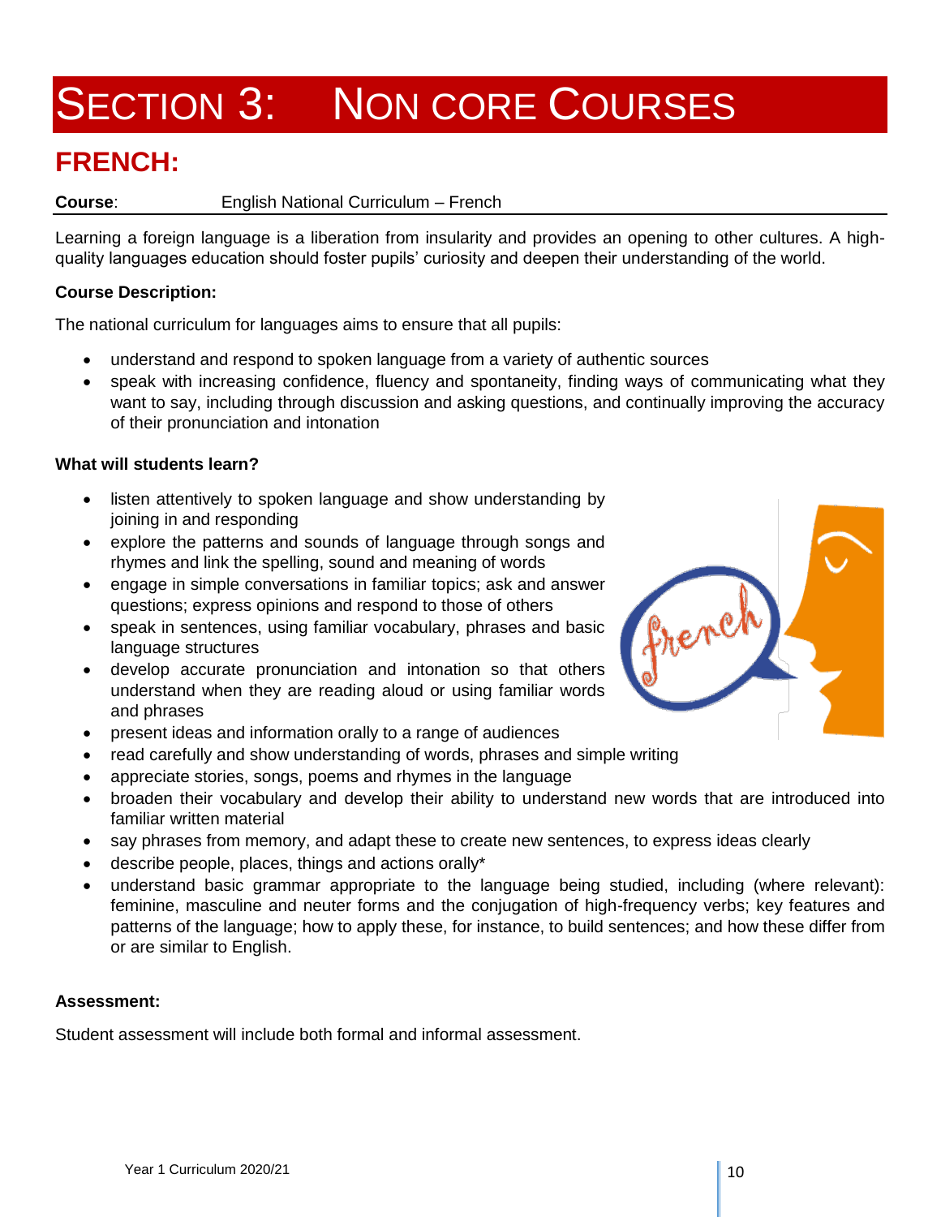# SECTION 3: NON CORE COURSES

## FRENCH:

**Course**: English National Curriculum – French

Learning a foreign language is a liberation from insularity and provides an opening to other cultures. A high-quality languages education should foster pupils' curiosity and deepen their understanding of the world.

**Course Description:**

The national curriculum for languages aims to ensure that all pupils:

- understand and respond to spoken language from a variety of authentic sources
- speak with increasing confidence, fluency and spontaneity, finding ways of communicating what they want to say, including through discussion and asking questions, and continually improving the accuracy of their pronunciation and intonation

**What will students learn?**

- listen attentively to spoken language and show understanding by joining in and responding
- explore the patterns and sounds of language through songs and rhymes and link the spelling, sound and meaning of words
- engage in simple conversations in familiar topics; ask and answer questions; express opinions and respond to those of others
- speak in sentences, using familiar vocabulary, phrases and basic language structures
- develop accurate pronunciation and intonation so that others understand when they are reading aloud or using familiar words and phrases
- present ideas and information orally to a range of audiences
- read carefully and show understanding of words, phrases and simple writing
- appreciate stories, songs, poems and rhymes in the language
- broaden their vocabulary and develop their ability to understand new words that are introduced into familiar written material
- say phrases from memory, and adapt these to create new sentences, to express ideas clearly
- describe people, places, things and actions orally*
- understand basic grammar appropriate to the language being studied, including (where relevant): feminine, masculine and neuter forms and the conjugation of high-frequency verbs; key features and patterns of the language; how to apply these, for instance, to build sentences; and how these differ from or are similar to English.

**Assessment:**

Student assessment will include both formal and informal assessment.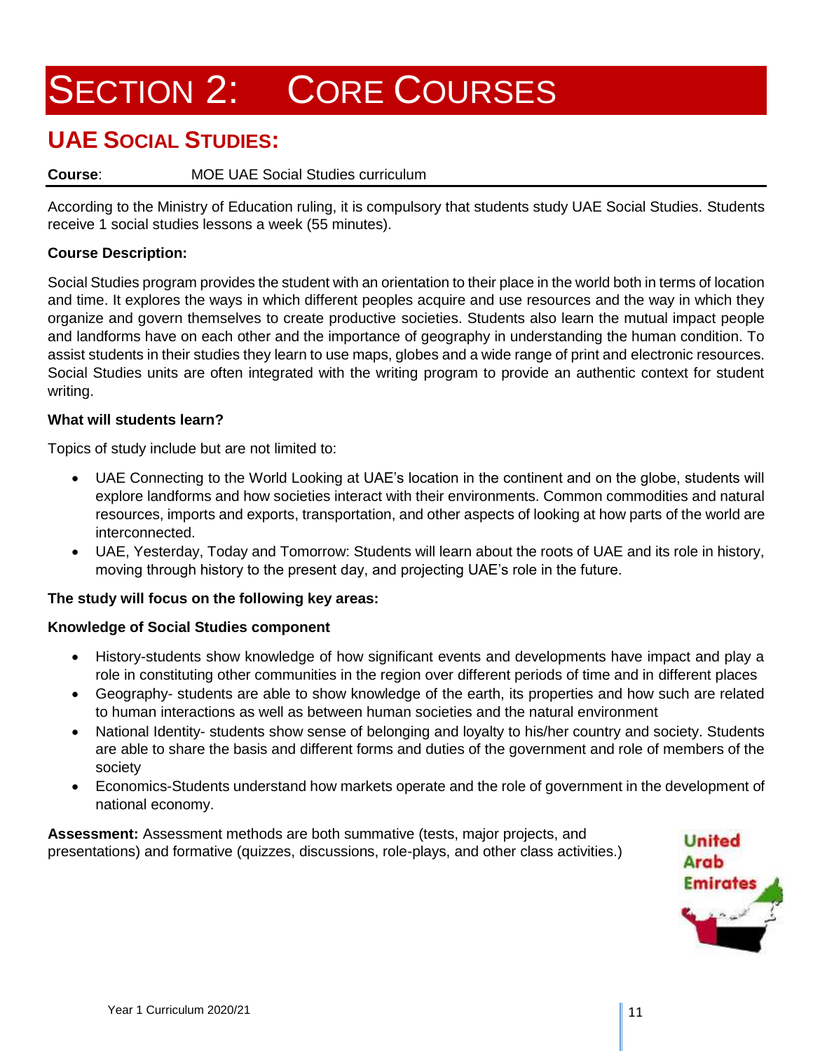# SECTION 2: CORE COURSES

## UAE SOCIAL STUDIES:

**Course**: MOE UAE Social Studies curriculum

According to the Ministry of Education ruling, it is compulsory that students study UAE Social Studies. Students receive 1 social studies lessons a week (55 minutes).

**Course Description:**

Social Studies program provides the student with an orientation to their place in the world both in terms of location and time. It explores the ways in which different peoples acquire and use resources and the way in which they organize and govern themselves to create productive societies. Students also learn the mutual impact people and landforms have on each other and the importance of geography in understanding the human condition. To assist students in their studies they learn to use maps, globes and a wide range of print and electronic resources. Social Studies units are often integrated with the writing program to provide an authentic context for student writing.

**What will students learn?**

Topics of study include but are not limited to:

- UAE Connecting to the World Looking at UAE's location in the continent and on the globe, students will explore landforms and how societies interact with their environments. Common commodities and natural resources, imports and exports, transportation, and other aspects of looking at how parts of the world are interconnected.
- UAE, Yesterday, Today and Tomorrow: Students will learn about the roots of UAE and its role in history, moving through history to the present day, and projecting UAE's role in the future.

**The study will focus on the following key areas:**

**Knowledge of Social Studies component**

- History-students show knowledge of how significant events and developments have impact and play a role in constituting other communities in the region over different periods of time and in different places
- Geography- students are able to show knowledge of the earth, its properties and how such are related to human interactions as well as between human societies and the natural environment
- National Identity- students show sense of belonging and loyalty to his/her country and society. Students are able to share the basis and different forms and duties of the government and role of members of the society
- Economics-Students understand how markets operate and the role of government in the development of national economy.

**Assessment:** Assessment methods are both summative (tests, major projects, and presentations) and formative (quizzes, discussions, role-plays, and other class activities.)

United Arab Emirates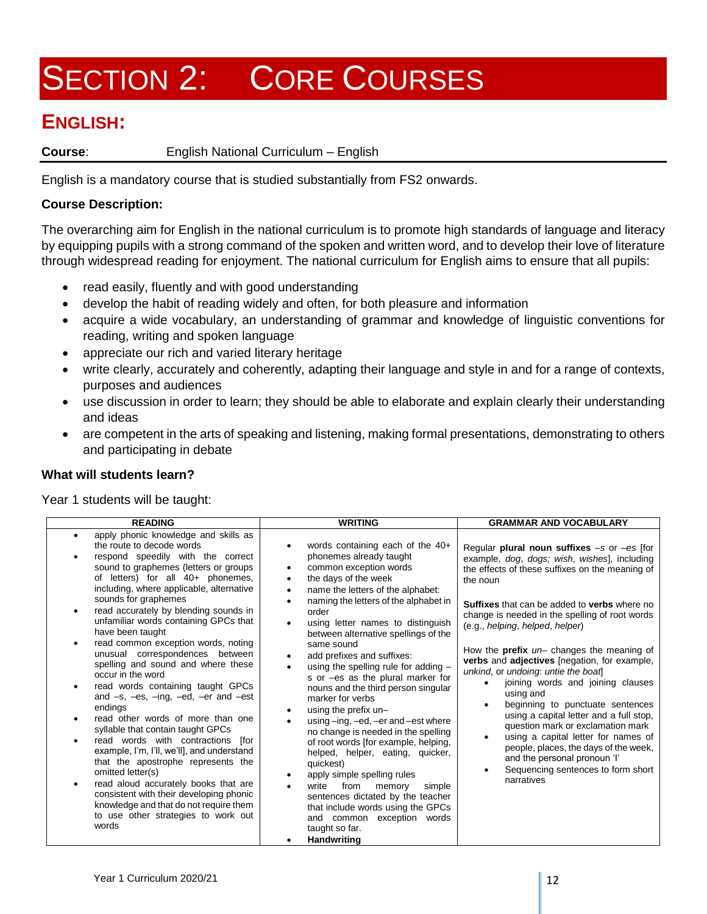# SECTION 2: CORE COURSES

## ENGLISH:

**Course**: English National Curriculum – English

English is a mandatory course that is studied substantially from FS2 onwards.

### Course Description:

The overarching aim for English in the national curriculum is to promote high standards of language and literacy by equipping pupils with a strong command of the spoken and written word, and to develop their love of literature through widespread reading for enjoyment. The national curriculum for English aims to ensure that all pupils:

- read easily, fluently and with good understanding
- develop the habit of reading widely and often, for both pleasure and information
- acquire a wide vocabulary, an understanding of grammar and knowledge of linguistic conventions for reading, writing and spoken language
- appreciate our rich and varied literary heritage
- write clearly, accurately and coherently, adapting their language and style in and for a range of contexts, purposes and audiences
- use discussion in order to learn; they should be able to elaborate and explain clearly their understanding and ideas
- are competent in the arts of speaking and listening, making formal presentations, demonstrating to others and participating in debate

### What will students learn?

Year 1 students will be taught:

| READING | WRITING | GRAMMAR AND VOCABULARY |
|---|---|---|
| • apply phonic knowledge and skills as the route to decode words<br>• respond speedily with the correct sound to graphemes (letters or groups of letters) for all 40+ phonemes, including, where applicable, alternative sounds for graphemes<br>• read accurately by blending sounds in unfamiliar words containing GPCs that have been taught<br>• read common exception words, noting unusual correspondences between spelling and sound and where these occur in the word<br>• read words containing taught GPCs and –s, –es, –ing, –ed, –er and –est endings<br>• read other words of more than one syllable that contain taught GPCs<br>• read words with contractions [for example, I'm, I'll, we'll], and understand that the apostrophe represents the omitted letter(s)<br>• read aloud accurately books that are consistent with their developing phonic knowledge and that do not require them to use other strategies to work out words | • words containing each of the 40+ phonemes already taught<br>• common exception words<br>• the days of the week<br>• name the letters of the alphabet:<br>• naming the letters of the alphabet in order<br>• using letter names to distinguish between alternative spellings of the same sound<br>• add prefixes and suffixes:<br>• using the spelling rule for adding –s or –es as the plural marker for nouns and the third person singular marker for verbs<br>• using the prefix un–<br>• using –ing, –ed, –er and –est where no change is needed in the spelling of root words [for example, helping, helped, helper, eating, quicker, quickest)<br>• apply simple spelling rules<br>• write from memory simple sentences dictated by the teacher that include words using the GPCs and common exception words taught so far.<br>• **Handwriting** | Regular **plural noun suffixes** *–s* or *–es* [for example, *dog*, *dogs; wish*, *wishes*], including the effects of these suffixes on the meaning of the noun<br><br>**Suffixes** that can be added to **verbs** where no change is needed in the spelling of root words (e.g., *helping*, *helped*, *helper*)<br><br>How the **prefix** *un–* changes the meaning of **verbs** and **adjectives** [negation, for example, *unkind*, or *undoing*: *untie the boat*]<br>• joining words and joining clauses using and<br>• beginning to punctuate sentences using a capital letter and a full stop, question mark or exclamation mark<br>• using a capital letter for names of people, places, the days of the week, and the personal pronoun 'I'<br>• Sequencing sentences to form short narratives |

Year 1 Curriculum 2020/21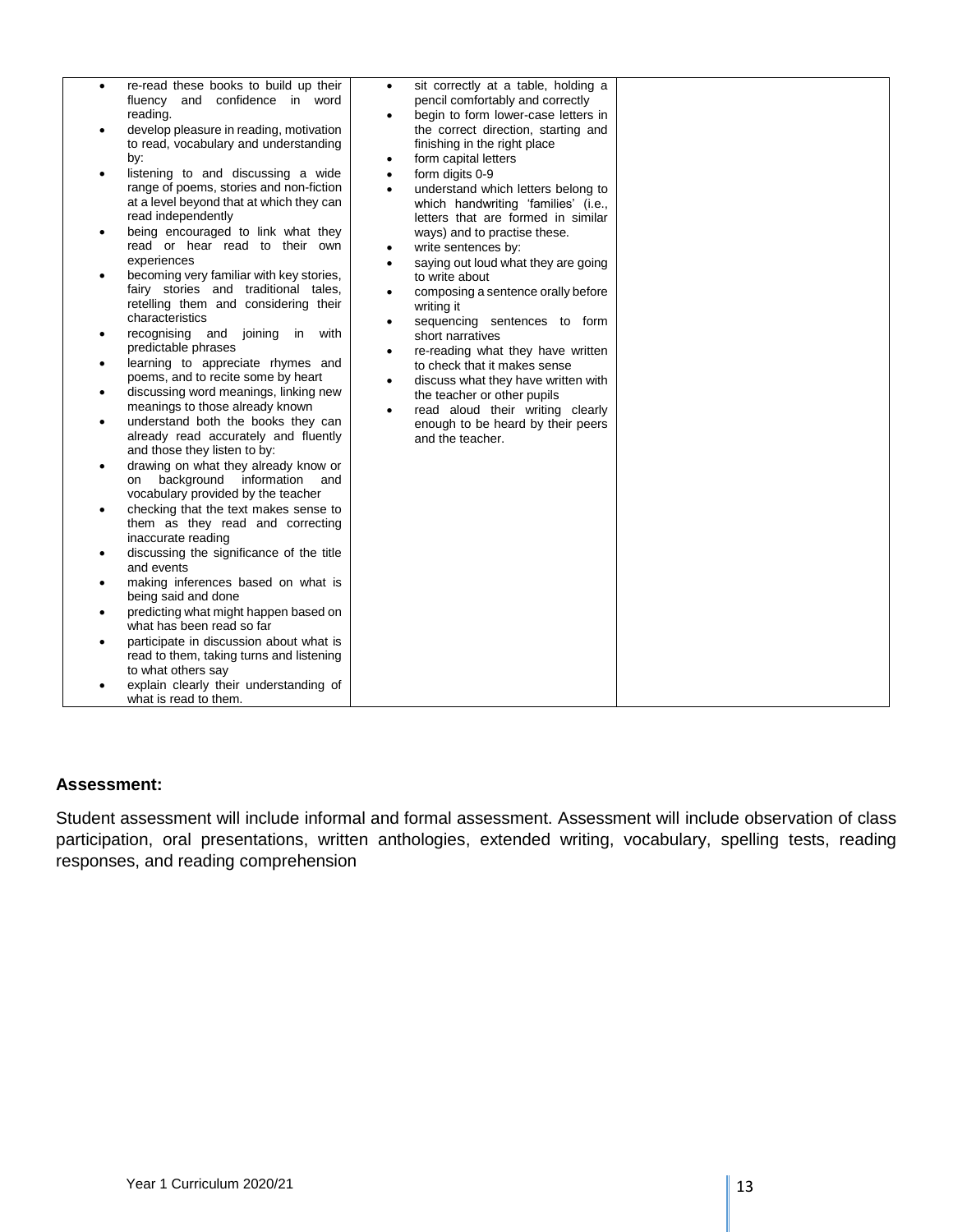| | | |
|---|---|---|
| • re-read these books to build up their fluency and confidence in word reading.<br>• develop pleasure in reading, motivation to read, vocabulary and understanding by:<br>• listening to and discussing a wide range of poems, stories and non-fiction at a level beyond that at which they can read independently<br>• being encouraged to link what they read or hear read to their own experiences<br>• becoming very familiar with key stories, fairy stories and traditional tales, retelling them and considering their characteristics<br>• recognising and joining in with predictable phrases<br>• learning to appreciate rhymes and poems, and to recite some by heart<br>• discussing word meanings, linking new meanings to those already known<br>• understand both the books they can already read accurately and fluently and those they listen to by:<br>• drawing on what they already know or on background information and vocabulary provided by the teacher<br>• checking that the text makes sense to them as they read and correcting inaccurate reading<br>• discussing the significance of the title and events<br>• making inferences based on what is being said and done<br>• predicting what might happen based on what has been read so far<br>• participate in discussion about what is read to them, taking turns and listening to what others say<br>• explain clearly their understanding of what is read to them. | • sit correctly at a table, holding a pencil comfortably and correctly<br>• begin to form lower-case letters in the correct direction, starting and finishing in the right place<br>• form capital letters<br>• form digits 0-9<br>• understand which letters belong to which handwriting 'families' (i.e., letters that are formed in similar ways) and to practise these.<br>• write sentences by:<br>• saying out loud what they are going to write about<br>• composing a sentence orally before writing it<br>• sequencing sentences to form short narratives<br>• re-reading what they have written to check that it makes sense<br>• discuss what they have written with the teacher or other pupils<br>• read aloud their writing clearly enough to be heard by their peers and the teacher. | |

### Assessment:

Student assessment will include informal and formal assessment. Assessment will include observation of class participation, oral presentations, written anthologies, extended writing, vocabulary, spelling tests, reading responses, and reading comprehension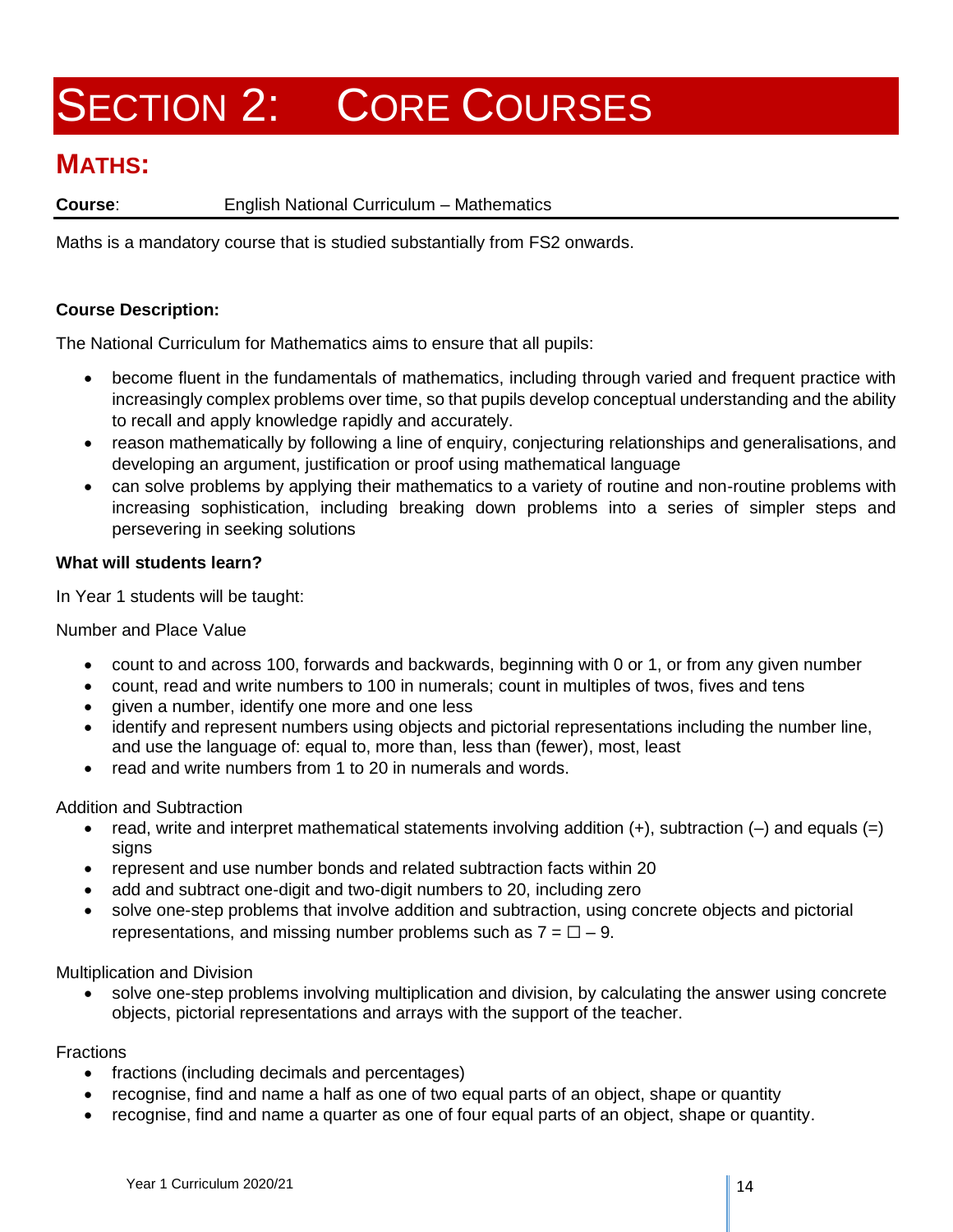# SECTION 2: CORE COURSES

## MATHS:

**Course**: English National Curriculum – Mathematics

Maths is a mandatory course that is studied substantially from FS2 onwards.

**Course Description:**

The National Curriculum for Mathematics aims to ensure that all pupils:

- become fluent in the fundamentals of mathematics, including through varied and frequent practice with increasingly complex problems over time, so that pupils develop conceptual understanding and the ability to recall and apply knowledge rapidly and accurately.
- reason mathematically by following a line of enquiry, conjecturing relationships and generalisations, and developing an argument, justification or proof using mathematical language
- can solve problems by applying their mathematics to a variety of routine and non-routine problems with increasing sophistication, including breaking down problems into a series of simpler steps and persevering in seeking solutions

**What will students learn?**

In Year 1 students will be taught:

Number and Place Value

- count to and across 100, forwards and backwards, beginning with 0 or 1, or from any given number
- count, read and write numbers to 100 in numerals; count in multiples of twos, fives and tens
- given a number, identify one more and one less
- identify and represent numbers using objects and pictorial representations including the number line, and use the language of: equal to, more than, less than (fewer), most, least
- read and write numbers from 1 to 20 in numerals and words.

Addition and Subtraction

- read, write and interpret mathematical statements involving addition (+), subtraction (–) and equals (=) signs
- represent and use number bonds and related subtraction facts within 20
- add and subtract one-digit and two-digit numbers to 20, including zero
- solve one-step problems that involve addition and subtraction, using concrete objects and pictorial representations, and missing number problems such as $7 = \square - 9$.

Multiplication and Division

- solve one-step problems involving multiplication and division, by calculating the answer using concrete objects, pictorial representations and arrays with the support of the teacher.

Fractions

- fractions (including decimals and percentages)
- recognise, find and name a half as one of two equal parts of an object, shape or quantity
- recognise, find and name a quarter as one of four equal parts of an object, shape or quantity.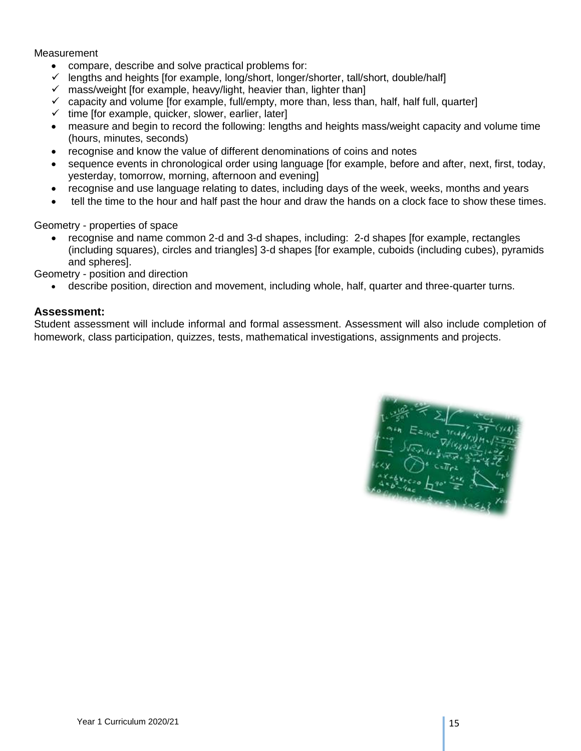Measurement

- compare, describe and solve practical problems for:
  - ✓ lengths and heights [for example, long/short, longer/shorter, tall/short, double/half]
  - ✓ mass/weight [for example, heavy/light, heavier than, lighter than]
  - ✓ capacity and volume [for example, full/empty, more than, less than, half, half full, quarter]
  - ✓ time [for example, quicker, slower, earlier, later]
- measure and begin to record the following: lengths and heights mass/weight capacity and volume time (hours, minutes, seconds)
- recognise and know the value of different denominations of coins and notes
- sequence events in chronological order using language [for example, before and after, next, first, today, yesterday, tomorrow, morning, afternoon and evening]
- recognise and use language relating to dates, including days of the week, weeks, months and years
- tell the time to the hour and half past the hour and draw the hands on a clock face to show these times.

Geometry - properties of space

- recognise and name common 2-d and 3-d shapes, including: 2-d shapes [for example, rectangles (including squares), circles and triangles] 3-d shapes [for example, cuboids (including cubes), pyramids and spheres].

Geometry - position and direction

- describe position, direction and movement, including whole, half, quarter and three-quarter turns.

### Assessment:

Student assessment will include informal and formal assessment. Assessment will also include completion of homework, class participation, quizzes, tests, mathematical investigations, assignments and projects.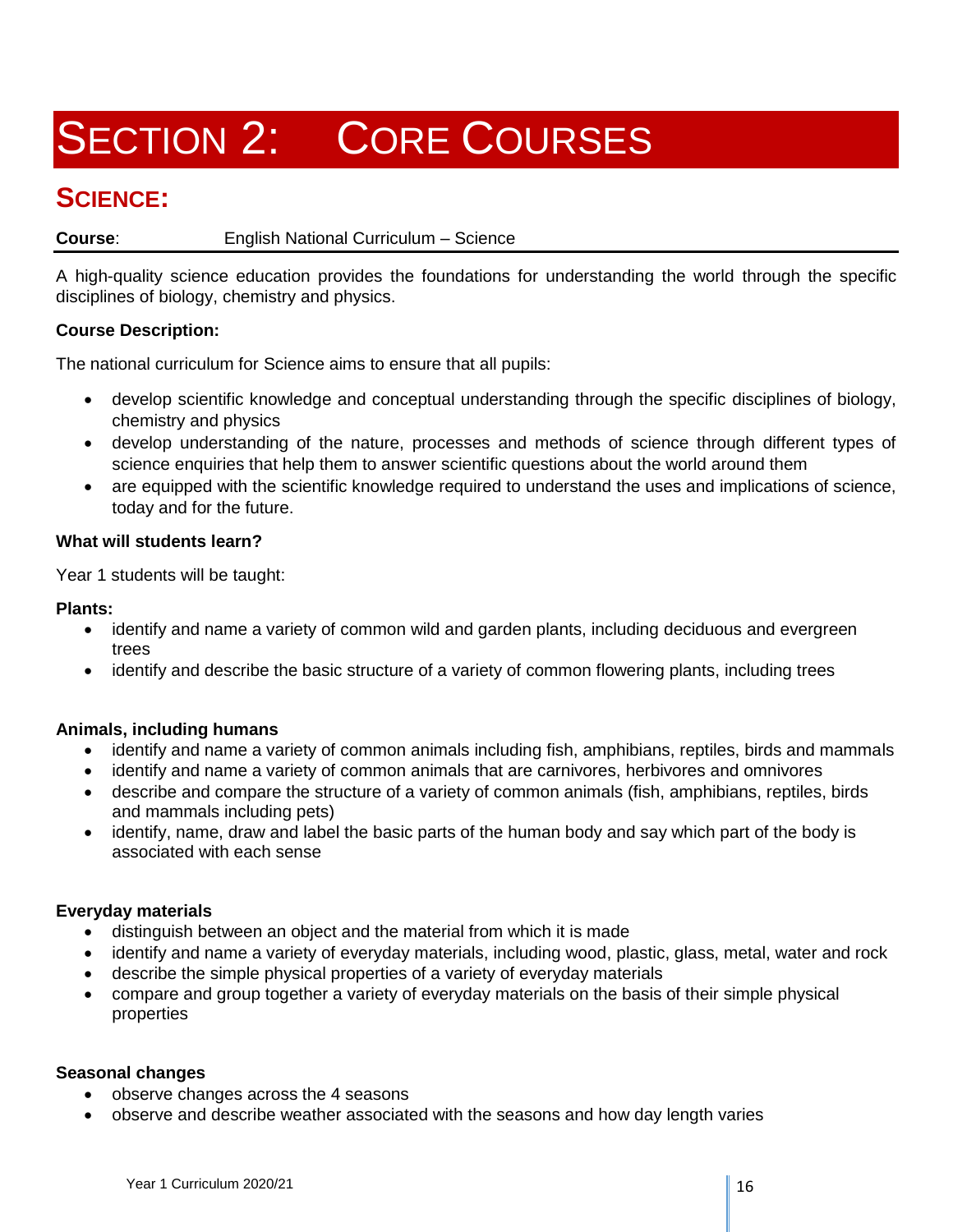# SECTION 2: CORE COURSES

## SCIENCE:

**Course**: English National Curriculum – Science

A high-quality science education provides the foundations for understanding the world through the specific disciplines of biology, chemistry and physics.

**Course Description:**

The national curriculum for Science aims to ensure that all pupils:

- develop scientific knowledge and conceptual understanding through the specific disciplines of biology, chemistry and physics
- develop understanding of the nature, processes and methods of science through different types of science enquiries that help them to answer scientific questions about the world around them
- are equipped with the scientific knowledge required to understand the uses and implications of science, today and for the future.

**What will students learn?**

Year 1 students will be taught:

**Plants:**

- identify and name a variety of common wild and garden plants, including deciduous and evergreen trees
- identify and describe the basic structure of a variety of common flowering plants, including trees

**Animals, including humans**

- identify and name a variety of common animals including fish, amphibians, reptiles, birds and mammals
- identify and name a variety of common animals that are carnivores, herbivores and omnivores
- describe and compare the structure of a variety of common animals (fish, amphibians, reptiles, birds and mammals including pets)
- identify, name, draw and label the basic parts of the human body and say which part of the body is associated with each sense

**Everyday materials**

- distinguish between an object and the material from which it is made
- identify and name a variety of everyday materials, including wood, plastic, glass, metal, water and rock
- describe the simple physical properties of a variety of everyday materials
- compare and group together a variety of everyday materials on the basis of their simple physical properties

**Seasonal changes**

- observe changes across the 4 seasons
- observe and describe weather associated with the seasons and how day length varies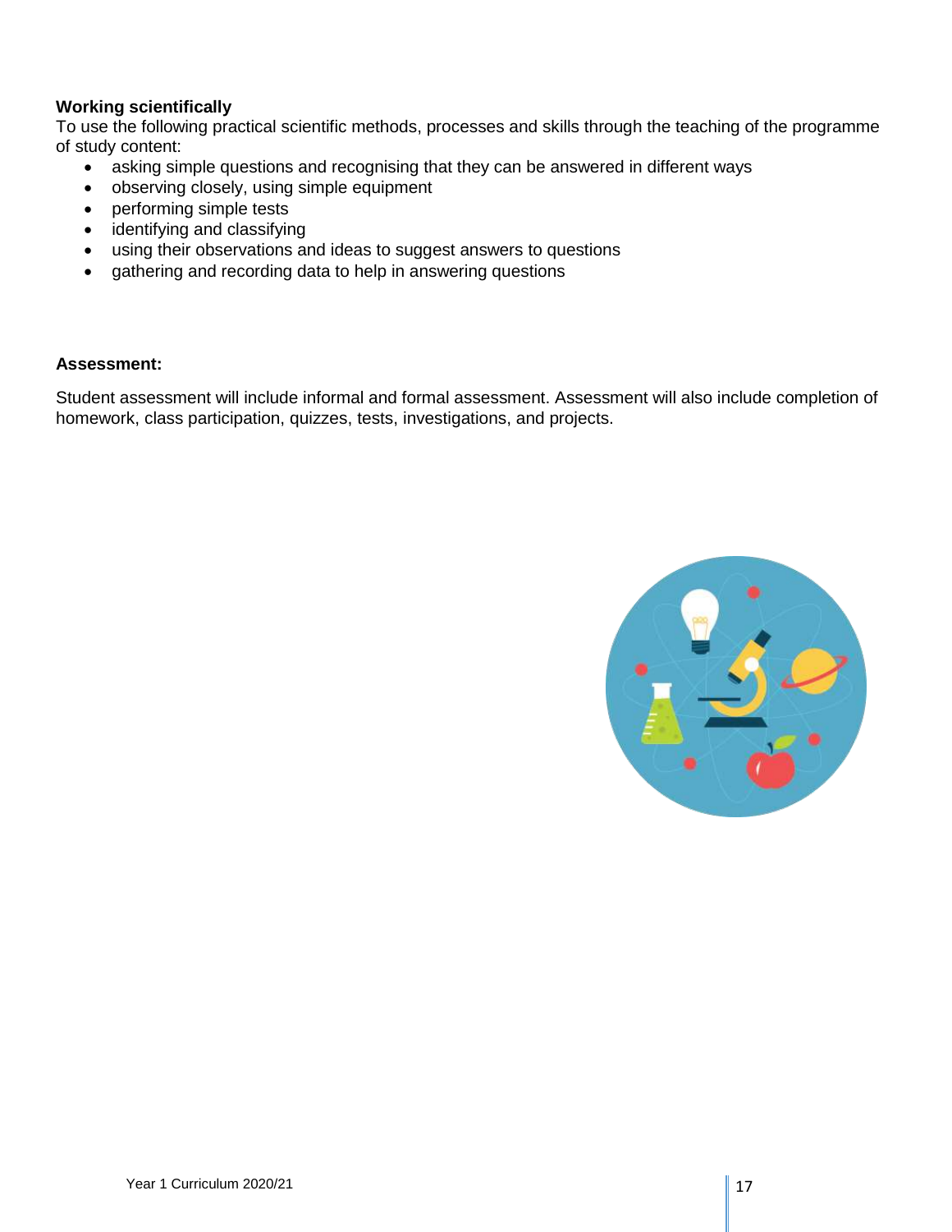**Working scientifically**

To use the following practical scientific methods, processes and skills through the teaching of the programme of study content:

- asking simple questions and recognising that they can be answered in different ways
- observing closely, using simple equipment
- performing simple tests
- identifying and classifying
- using their observations and ideas to suggest answers to questions
- gathering and recording data to help in answering questions

**Assessment:**

Student assessment will include informal and formal assessment. Assessment will also include completion of homework, class participation, quizzes, tests, investigations, and projects.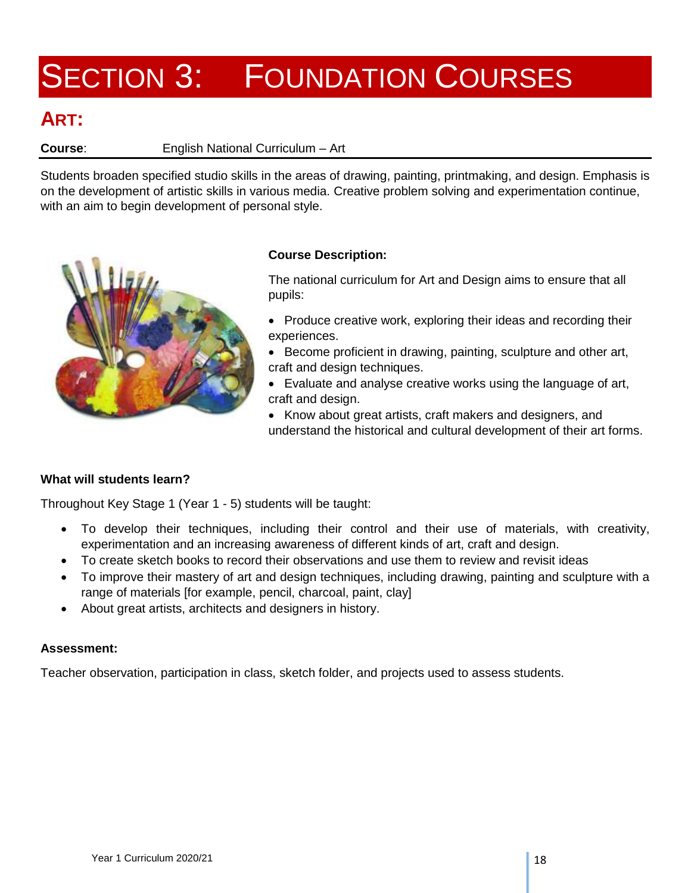# SECTION 3: FOUNDATION COURSES

## ART:

**Course**: English National Curriculum – Art

Students broaden specified studio skills in the areas of drawing, painting, printmaking, and design. Emphasis is on the development of artistic skills in various media. Creative problem solving and experimentation continue, with an aim to begin development of personal style.

**Course Description:**

The national curriculum for Art and Design aims to ensure that all pupils:

- Produce creative work, exploring their ideas and recording their experiences.
- Become proficient in drawing, painting, sculpture and other art, craft and design techniques.
- Evaluate and analyse creative works using the language of art, craft and design.
- Know about great artists, craft makers and designers, and understand the historical and cultural development of their art forms.

**What will students learn?**

Throughout Key Stage 1 (Year 1 - 5) students will be taught:

- To develop their techniques, including their control and their use of materials, with creativity, experimentation and an increasing awareness of different kinds of art, craft and design.
- To create sketch books to record their observations and use them to review and revisit ideas
- To improve their mastery of art and design techniques, including drawing, painting and sculpture with a range of materials [for example, pencil, charcoal, paint, clay]
- About great artists, architects and designers in history.

**Assessment:**

Teacher observation, participation in class, sketch folder, and projects used to assess students.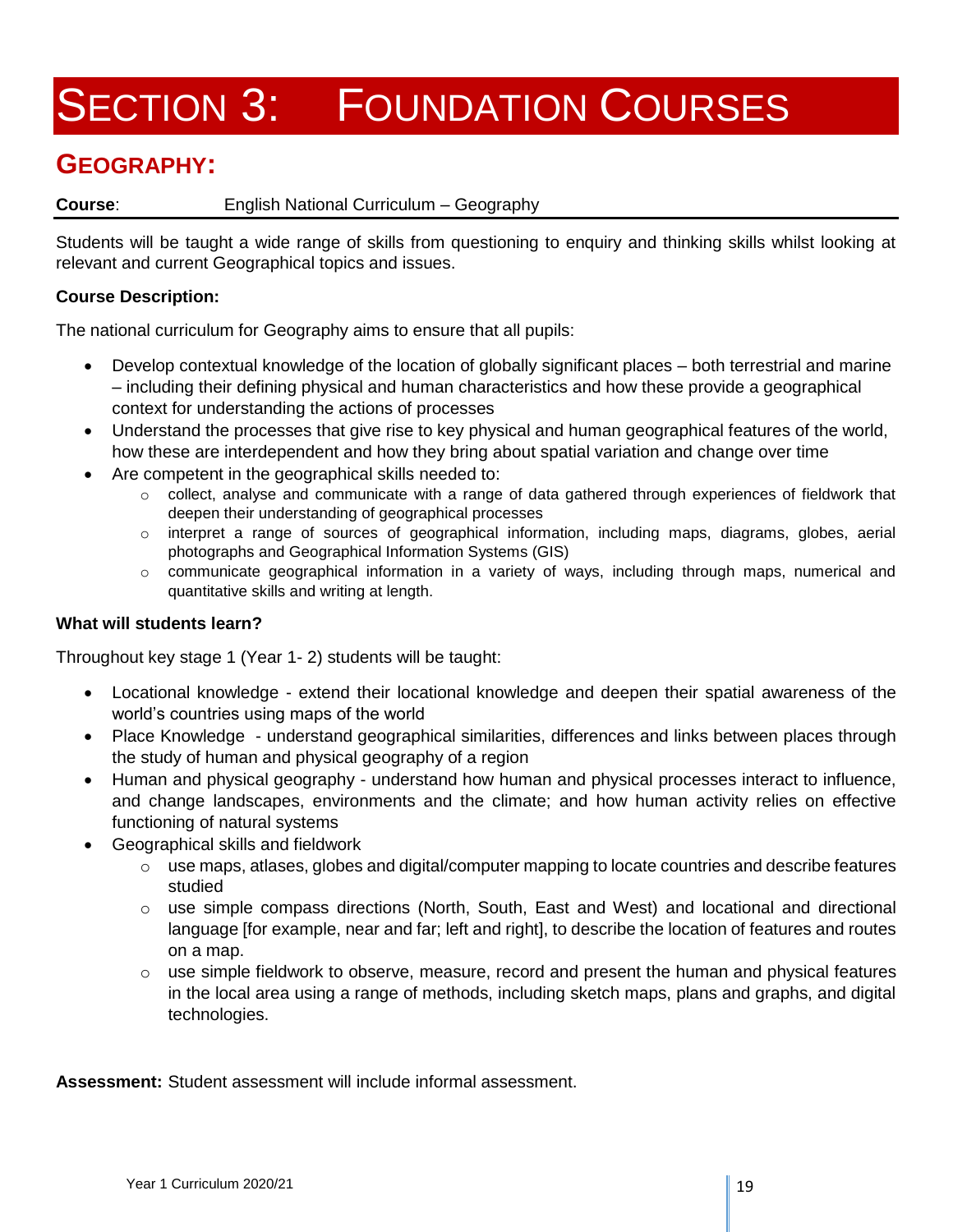# SECTION 3: FOUNDATION COURSES

## GEOGRAPHY:

**Course**: English National Curriculum – Geography

Students will be taught a wide range of skills from questioning to enquiry and thinking skills whilst looking at relevant and current Geographical topics and issues.

**Course Description:**

The national curriculum for Geography aims to ensure that all pupils:

- Develop contextual knowledge of the location of globally significant places – both terrestrial and marine – including their defining physical and human characteristics and how these provide a geographical context for understanding the actions of processes
- Understand the processes that give rise to key physical and human geographical features of the world, how these are interdependent and how they bring about spatial variation and change over time
- Are competent in the geographical skills needed to:
  - collect, analyse and communicate with a range of data gathered through experiences of fieldwork that deepen their understanding of geographical processes
  - interpret a range of sources of geographical information, including maps, diagrams, globes, aerial photographs and Geographical Information Systems (GIS)
  - communicate geographical information in a variety of ways, including through maps, numerical and quantitative skills and writing at length.

**What will students learn?**

Throughout key stage 1 (Year 1- 2) students will be taught:

- Locational knowledge - extend their locational knowledge and deepen their spatial awareness of the world's countries using maps of the world
- Place Knowledge - understand geographical similarities, differences and links between places through the study of human and physical geography of a region
- Human and physical geography - understand how human and physical processes interact to influence, and change landscapes, environments and the climate; and how human activity relies on effective functioning of natural systems
- Geographical skills and fieldwork
  - use maps, atlases, globes and digital/computer mapping to locate countries and describe features studied
  - use simple compass directions (North, South, East and West) and locational and directional language [for example, near and far; left and right], to describe the location of features and routes on a map.
  - use simple fieldwork to observe, measure, record and present the human and physical features in the local area using a range of methods, including sketch maps, plans and graphs, and digital technologies.

**Assessment:** Student assessment will include informal assessment.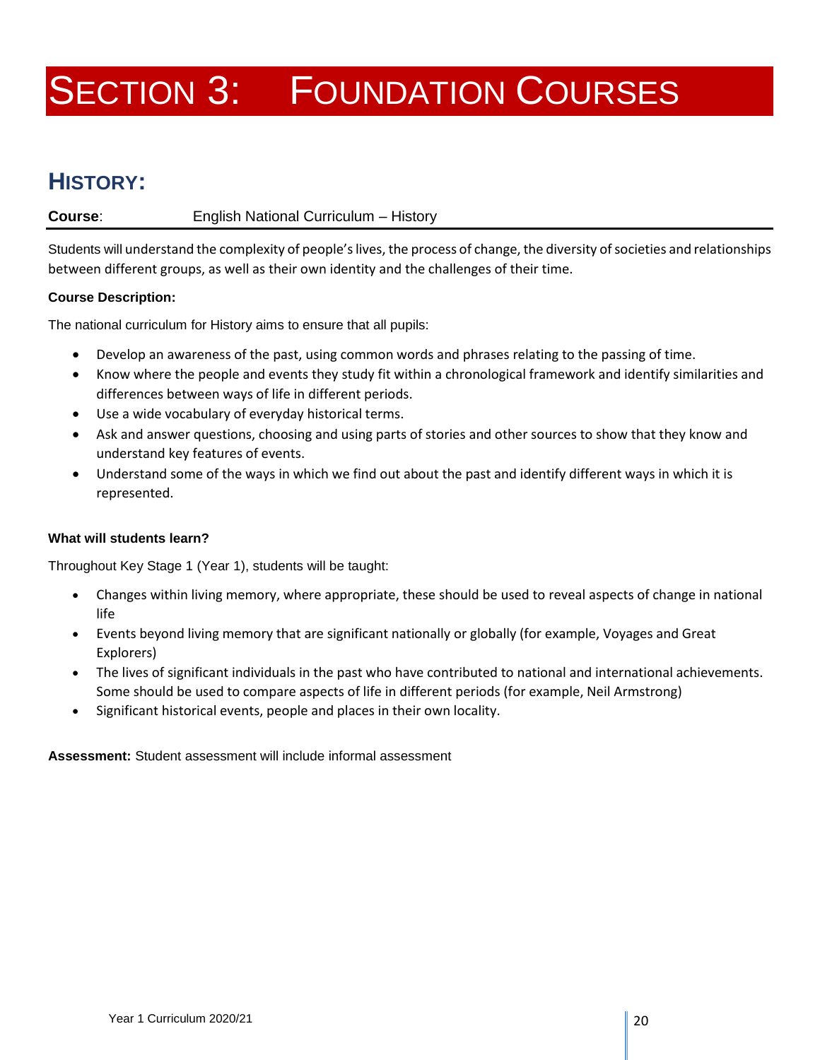# Section 3: Foundation Courses

## History:

**Course**: English National Curriculum – History

Students will understand the complexity of people's lives, the process of change, the diversity of societies and relationships between different groups, as well as their own identity and the challenges of their time.

**Course Description:**

The national curriculum for History aims to ensure that all pupils:

- Develop an awareness of the past, using common words and phrases relating to the passing of time.
- Know where the people and events they study fit within a chronological framework and identify similarities and differences between ways of life in different periods.
- Use a wide vocabulary of everyday historical terms.
- Ask and answer questions, choosing and using parts of stories and other sources to show that they know and understand key features of events.
- Understand some of the ways in which we find out about the past and identify different ways in which it is represented.

**What will students learn?**

Throughout Key Stage 1 (Year 1), students will be taught:

- Changes within living memory, where appropriate, these should be used to reveal aspects of change in national life
- Events beyond living memory that are significant nationally or globally (for example, Voyages and Great Explorers)
- The lives of significant individuals in the past who have contributed to national and international achievements. Some should be used to compare aspects of life in different periods (for example, Neil Armstrong)
- Significant historical events, people and places in their own locality.

**Assessment:** Student assessment will include informal assessment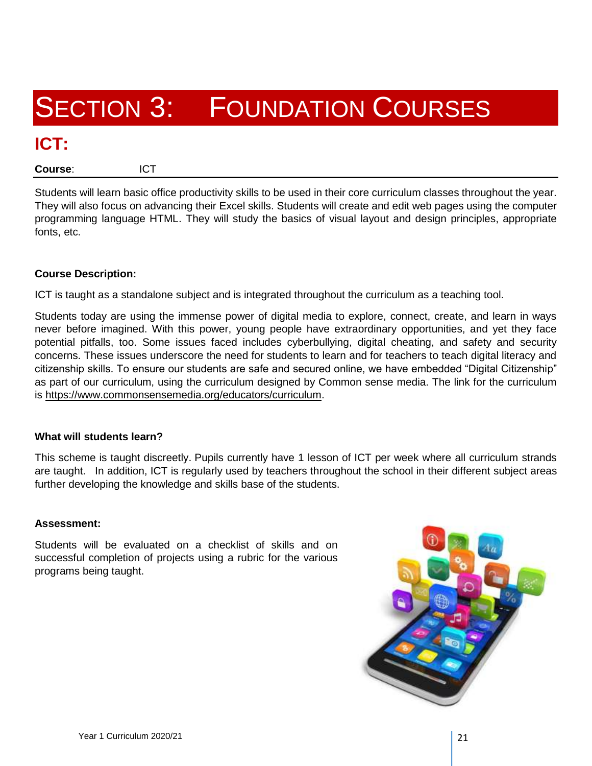# SECTION 3: FOUNDATION COURSES

## ICT:

**Course**: ICT

Students will learn basic office productivity skills to be used in their core curriculum classes throughout the year. They will also focus on advancing their Excel skills. Students will create and edit web pages using the computer programming language HTML. They will study the basics of visual layout and design principles, appropriate fonts, etc.

**Course Description:**

ICT is taught as a standalone subject and is integrated throughout the curriculum as a teaching tool.

Students today are using the immense power of digital media to explore, connect, create, and learn in ways never before imagined. With this power, young people have extraordinary opportunities, and yet they face potential pitfalls, too. Some issues faced includes cyberbullying, digital cheating, and safety and security concerns. These issues underscore the need for students to learn and for teachers to teach digital literacy and citizenship skills. To ensure our students are safe and secured online, we have embedded "Digital Citizenship" as part of our curriculum, using the curriculum designed by Common sense media. The link for the curriculum is https://www.commonsensemedia.org/educators/curriculum.

**What will students learn?**

This scheme is taught discreetly. Pupils currently have 1 lesson of ICT per week where all curriculum strands are taught. In addition, ICT is regularly used by teachers throughout the school in their different subject areas further developing the knowledge and skills base of the students.

**Assessment:**

Students will be evaluated on a checklist of skills and on successful completion of projects using a rubric for the various programs being taught.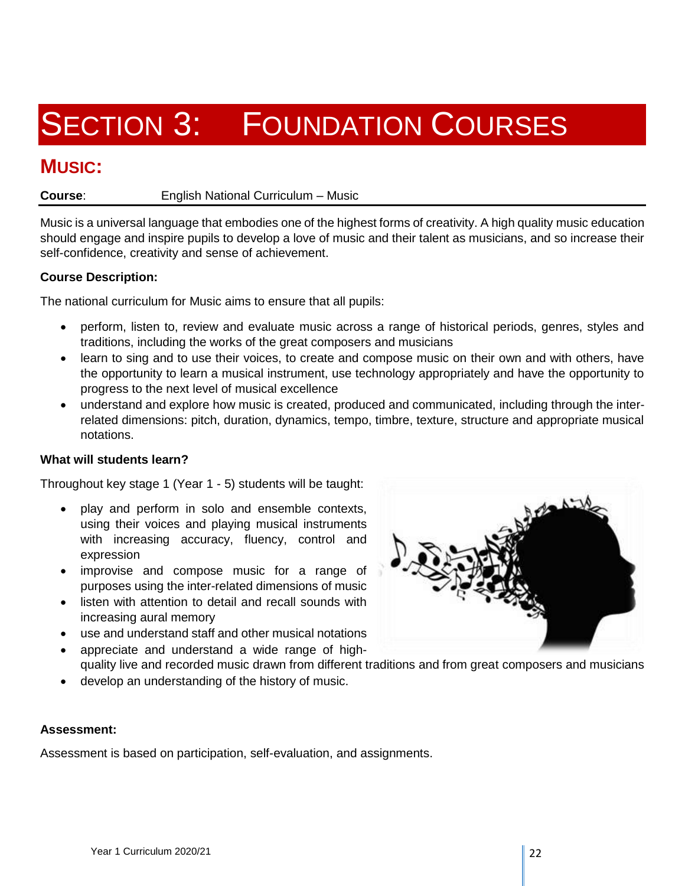# SECTION 3: FOUNDATION COURSES

## MUSIC:

**Course**: English National Curriculum – Music

Music is a universal language that embodies one of the highest forms of creativity. A high quality music education should engage and inspire pupils to develop a love of music and their talent as musicians, and so increase their self-confidence, creativity and sense of achievement.

**Course Description:**

The national curriculum for Music aims to ensure that all pupils:

- perform, listen to, review and evaluate music across a range of historical periods, genres, styles and traditions, including the works of the great composers and musicians
- learn to sing and to use their voices, to create and compose music on their own and with others, have the opportunity to learn a musical instrument, use technology appropriately and have the opportunity to progress to the next level of musical excellence
- understand and explore how music is created, produced and communicated, including through the inter-related dimensions: pitch, duration, dynamics, tempo, timbre, texture, structure and appropriate musical notations.

**What will students learn?**

Throughout key stage 1 (Year 1 - 5) students will be taught:

- play and perform in solo and ensemble contexts, using their voices and playing musical instruments with increasing accuracy, fluency, control and expression
- improvise and compose music for a range of purposes using the inter-related dimensions of music
- listen with attention to detail and recall sounds with increasing aural memory
- use and understand staff and other musical notations
- appreciate and understand a wide range of high-quality live and recorded music drawn from different traditions and from great composers and musicians
- develop an understanding of the history of music.

**Assessment:**

Assessment is based on participation, self-evaluation, and assignments.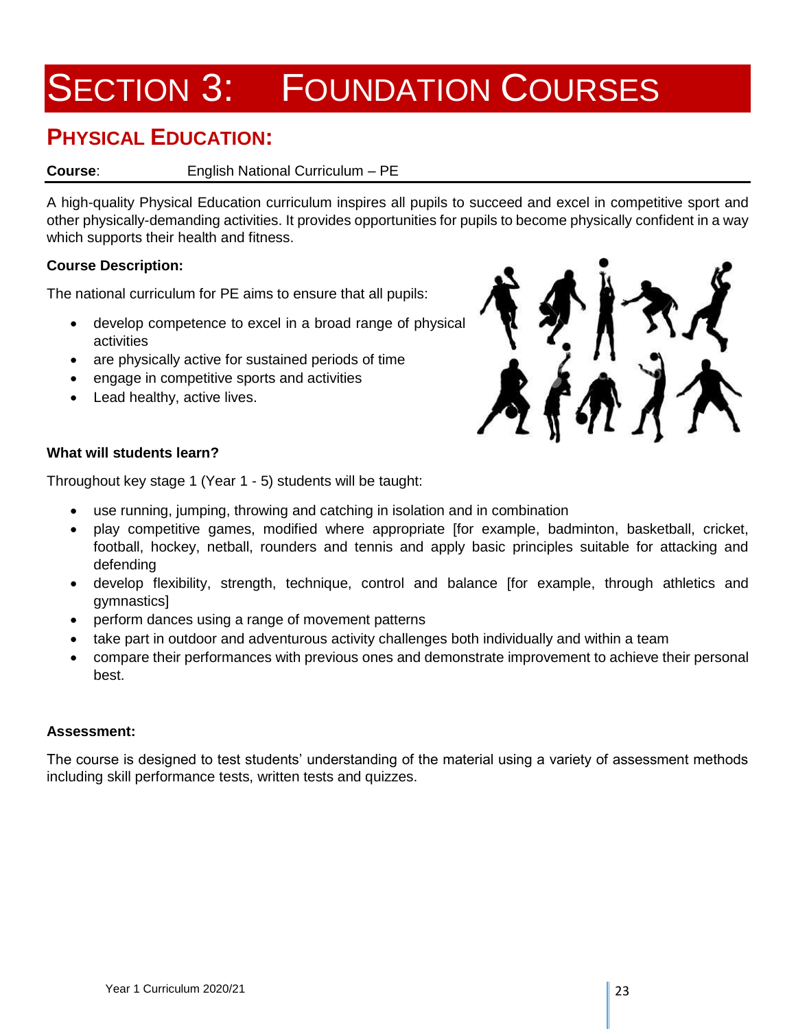# SECTION 3: FOUNDATION COURSES

## PHYSICAL EDUCATION:

**Course**: English National Curriculum – PE

A high-quality Physical Education curriculum inspires all pupils to succeed and excel in competitive sport and other physically-demanding activities. It provides opportunities for pupils to become physically confident in a way which supports their health and fitness.

**Course Description:**

The national curriculum for PE aims to ensure that all pupils:

- develop competence to excel in a broad range of physical activities
- are physically active for sustained periods of time
- engage in competitive sports and activities
- Lead healthy, active lives.

**What will students learn?**

Throughout key stage 1 (Year 1 - 5) students will be taught:

- use running, jumping, throwing and catching in isolation and in combination
- play competitive games, modified where appropriate [for example, badminton, basketball, cricket, football, hockey, netball, rounders and tennis and apply basic principles suitable for attacking and defending
- develop flexibility, strength, technique, control and balance [for example, through athletics and gymnastics]
- perform dances using a range of movement patterns
- take part in outdoor and adventurous activity challenges both individually and within a team
- compare their performances with previous ones and demonstrate improvement to achieve their personal best.

**Assessment:**

The course is designed to test students' understanding of the material using a variety of assessment methods including skill performance tests, written tests and quizzes.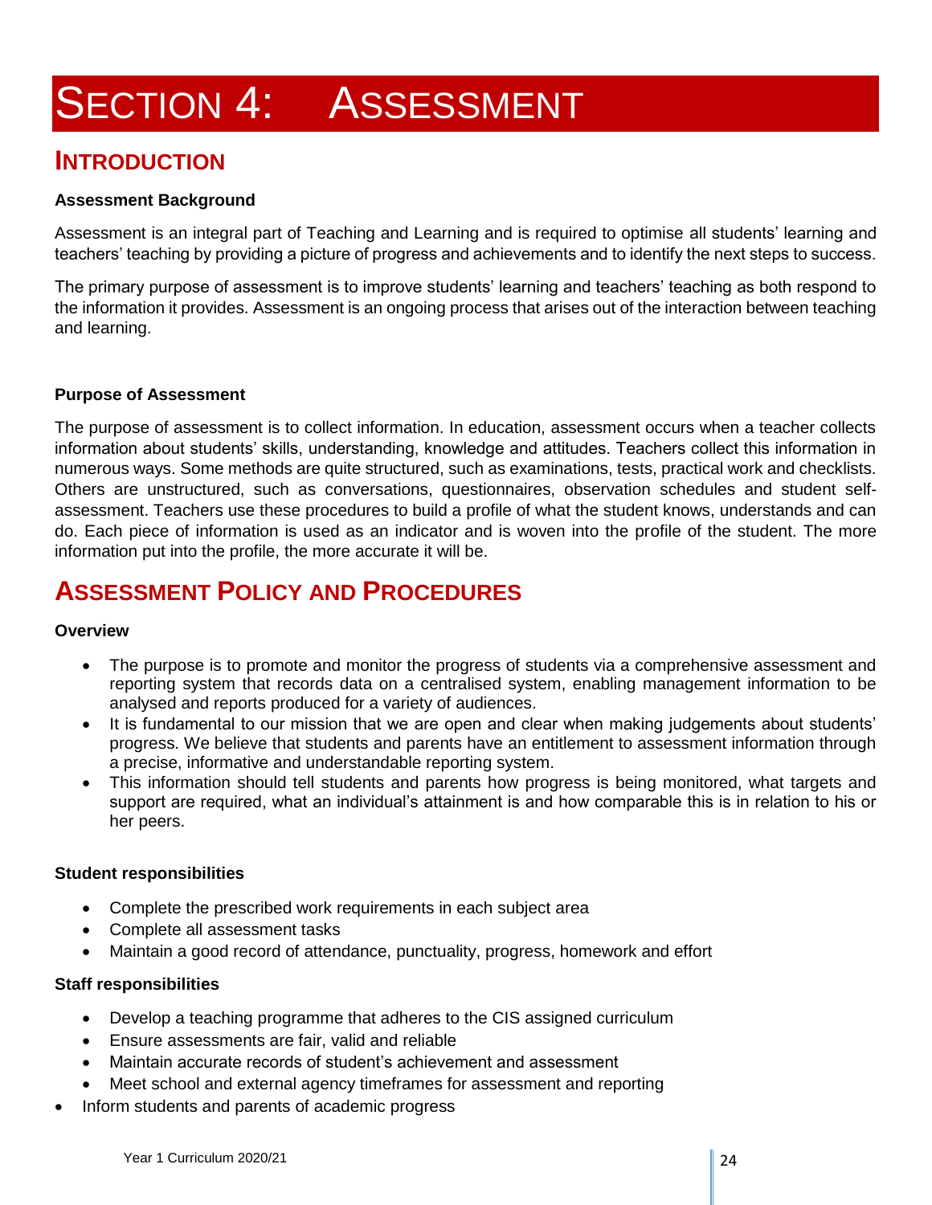# SECTION 4: ASSESSMENT

## INTRODUCTION

**Assessment Background**

Assessment is an integral part of Teaching and Learning and is required to optimise all students' learning and teachers' teaching by providing a picture of progress and achievements and to identify the next steps to success.

The primary purpose of assessment is to improve students' learning and teachers' teaching as both respond to the information it provides. Assessment is an ongoing process that arises out of the interaction between teaching and learning.

**Purpose of Assessment**

The purpose of assessment is to collect information. In education, assessment occurs when a teacher collects information about students' skills, understanding, knowledge and attitudes. Teachers collect this information in numerous ways. Some methods are quite structured, such as examinations, tests, practical work and checklists. Others are unstructured, such as conversations, questionnaires, observation schedules and student self-assessment. Teachers use these procedures to build a profile of what the student knows, understands and can do. Each piece of information is used as an indicator and is woven into the profile of the student. The more information put into the profile, the more accurate it will be.

## ASSESSMENT POLICY AND PROCEDURES

**Overview**

- The purpose is to promote and monitor the progress of students via a comprehensive assessment and reporting system that records data on a centralised system, enabling management information to be analysed and reports produced for a variety of audiences.
- It is fundamental to our mission that we are open and clear when making judgements about students' progress. We believe that students and parents have an entitlement to assessment information through a precise, informative and understandable reporting system.
- This information should tell students and parents how progress is being monitored, what targets and support are required, what an individual's attainment is and how comparable this is in relation to his or her peers.

**Student responsibilities**

- Complete the prescribed work requirements in each subject area
- Complete all assessment tasks
- Maintain a good record of attendance, punctuality, progress, homework and effort

**Staff responsibilities**

- Develop a teaching programme that adheres to the CIS assigned curriculum
- Ensure assessments are fair, valid and reliable
- Maintain accurate records of student's achievement and assessment
- Meet school and external agency timeframes for assessment and reporting
- Inform students and parents of academic progress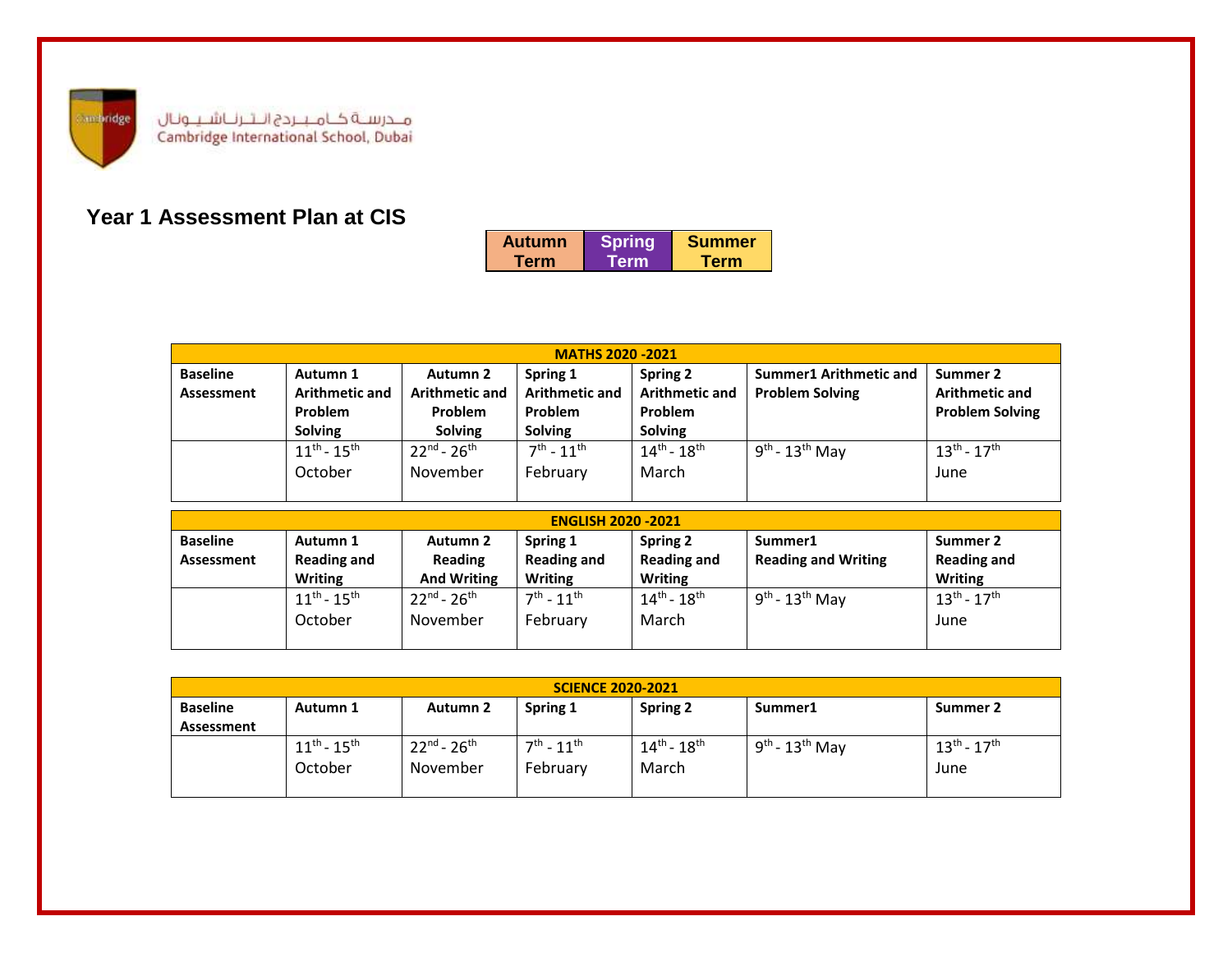مـدرسـة كـامـبـردج انـتـرنـاشـيـونال
Cambridge International School, Dubai

## Year 1 Assessment Plan at CIS

| Autumn Term | Spring Term | Summer Term |
|---|---|---|

| MATHS 2020 -2021 | | | | | | |
|---|---|---|---|---|---|---|
| **Baseline Assessment** | **Autumn 1 Arithmetic and Problem Solving** | **Autumn 2 Arithmetic and Problem Solving** | **Spring 1 Arithmetic and Problem Solving** | **Spring 2 Arithmetic and Problem Solving** | **Summer1 Arithmetic and Problem Solving** | **Summer 2 Arithmetic and Problem Solving** |
| | 11th - 15th October | 22nd - 26th November | 7th - 11th February | 14th - 18th March | 9th - 13th May | 13th - 17th June |

| ENGLISH 2020 -2021 | | | | | | |
|---|---|---|---|---|---|---|
| **Baseline Assessment** | **Autumn 1 Reading and Writing** | **Autumn 2 Reading And Writing** | **Spring 1 Reading and Writing** | **Spring 2 Reading and Writing** | **Summer1 Reading and Writing** | **Summer 2 Reading and Writing** |
| | 11th - 15th October | 22nd - 26th November | 7th - 11th February | 14th - 18th March | 9th - 13th May | 13th - 17th June |

| SCIENCE 2020-2021 | | | | | | |
|---|---|---|---|---|---|---|
| **Baseline Assessment** | **Autumn 1** | **Autumn 2** | **Spring 1** | **Spring 2** | **Summer1** | **Summer 2** |
| | 11th - 15th October | 22nd - 26th November | 7th - 11th February | 14th - 18th March | 9th - 13th May | 13th - 17th June |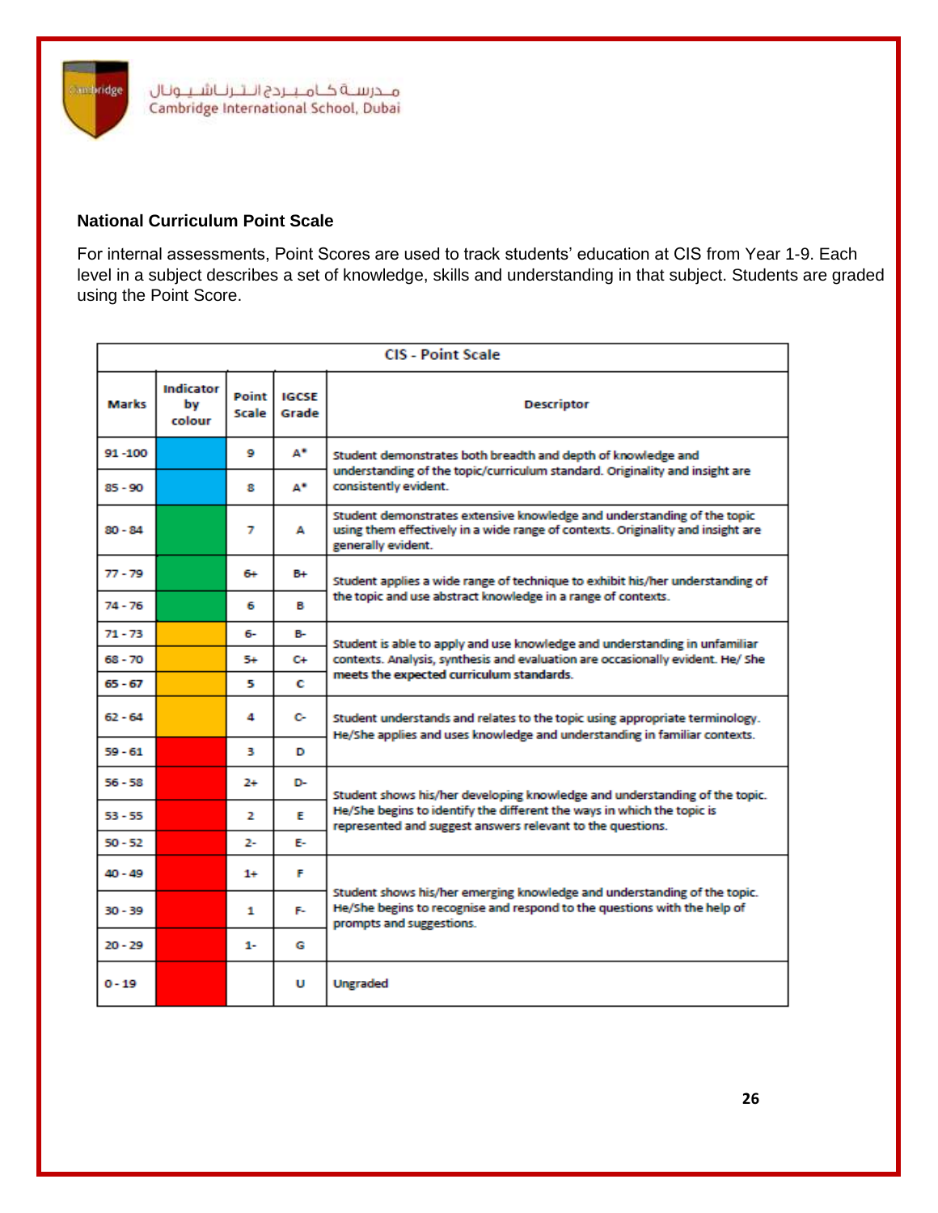مـدرسـة كـامـبـردج انـتـرنـاشـيـونـال
Cambridge International School, Dubai

**National Curriculum Point Scale**

For internal assessments, Point Scores are used to track students' education at CIS from Year 1-9. Each level in a subject describes a set of knowledge, skills and understanding in that subject. Students are graded using the Point Score.

| CIS - Point Scale | | | | |
|---|---|---|---|---|
| **Marks** | **Indicator by colour** | **Point Scale** | **IGCSE Grade** | **Descriptor** |
| 91 -100 | Blue | 9 | A* | Student demonstrates both breadth and depth of knowledge and understanding of the topic/curriculum standard. Originality and insight are consistently evident. |
| 85 - 90 | Blue | 8 | A* | |
| 80 - 84 | Green | 7 | A | Student demonstrates extensive knowledge and understanding of the topic using them effectively in a wide range of contexts. Originality and insight are generally evident. |
| 77 - 79 | Green | 6+ | B+ | Student applies a wide range of technique to exhibit his/her understanding of the topic and use abstract knowledge in a range of contexts. |
| 74 - 76 | Green | 6 | B | |
| 71 - 73 | Amber | 6- | B- | Student is able to apply and use knowledge and understanding in unfamiliar contexts. Analysis, synthesis and evaluation are occasionally evident. He/ She meets the expected curriculum standards. |
| 68 - 70 | Amber | 5+ | C+ | |
| 65 - 67 | Amber | 5 | C | |
| 62 - 64 | Amber | 4 | C- | Student understands and relates to the topic using appropriate terminology. He/She applies and uses knowledge and understanding in familiar contexts. |
| 59 - 61 | Red | 3 | D | |
| 56 - 58 | Red | 2+ | D- | Student shows his/her developing knowledge and understanding of the topic. He/She begins to identify the different the ways in which the topic is represented and suggest answers relevant to the questions. |
| 53 - 55 | Red | 2 | E | |
| 50 - 52 | Red | 2- | E- | |
| 40 - 49 | Red | 1+ | F | Student shows his/her emerging knowledge and understanding of the topic. He/She begins to recognise and respond to the questions with the help of prompts and suggestions. |
| 30 - 39 | Red | 1 | F- | |
| 20 - 29 | Red | 1- | G | |
| 0 - 19 | Red | | U | Ungraded |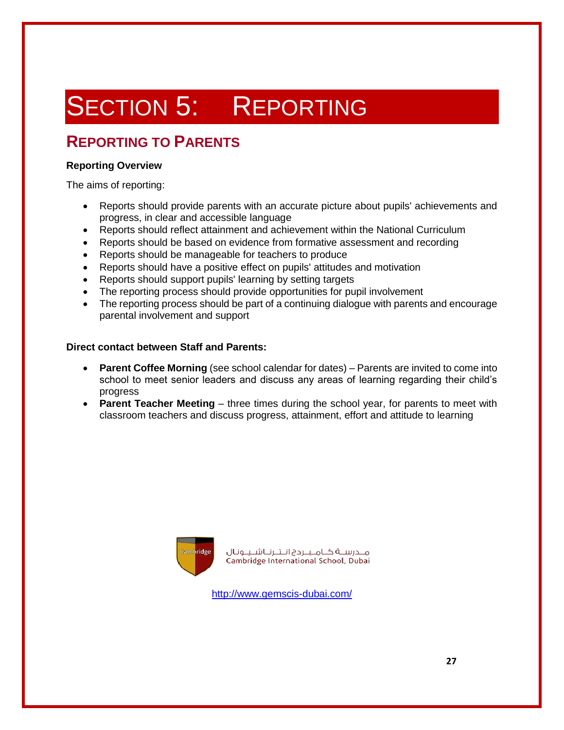# SECTION 5: REPORTING

## REPORTING TO PARENTS

**Reporting Overview**

The aims of reporting:

- Reports should provide parents with an accurate picture about pupils' achievements and progress, in clear and accessible language
- Reports should reflect attainment and achievement within the National Curriculum
- Reports should be based on evidence from formative assessment and recording
- Reports should be manageable for teachers to produce
- Reports should have a positive effect on pupils' attitudes and motivation
- Reports should support pupils' learning by setting targets
- The reporting process should provide opportunities for pupil involvement
- The reporting process should be part of a continuing dialogue with parents and encourage parental involvement and support

**Direct contact between Staff and Parents:**

- **Parent Coffee Morning** (see school calendar for dates) – Parents are invited to come into school to meet senior leaders and discuss any areas of learning regarding their child's progress
- **Parent Teacher Meeting** – three times during the school year, for parents to meet with classroom teachers and discuss progress, attainment, effort and attitude to learning

مدرسة كامبردج انترناشيونال
Cambridge International School, Dubai

http://www.gemscis-dubai.com/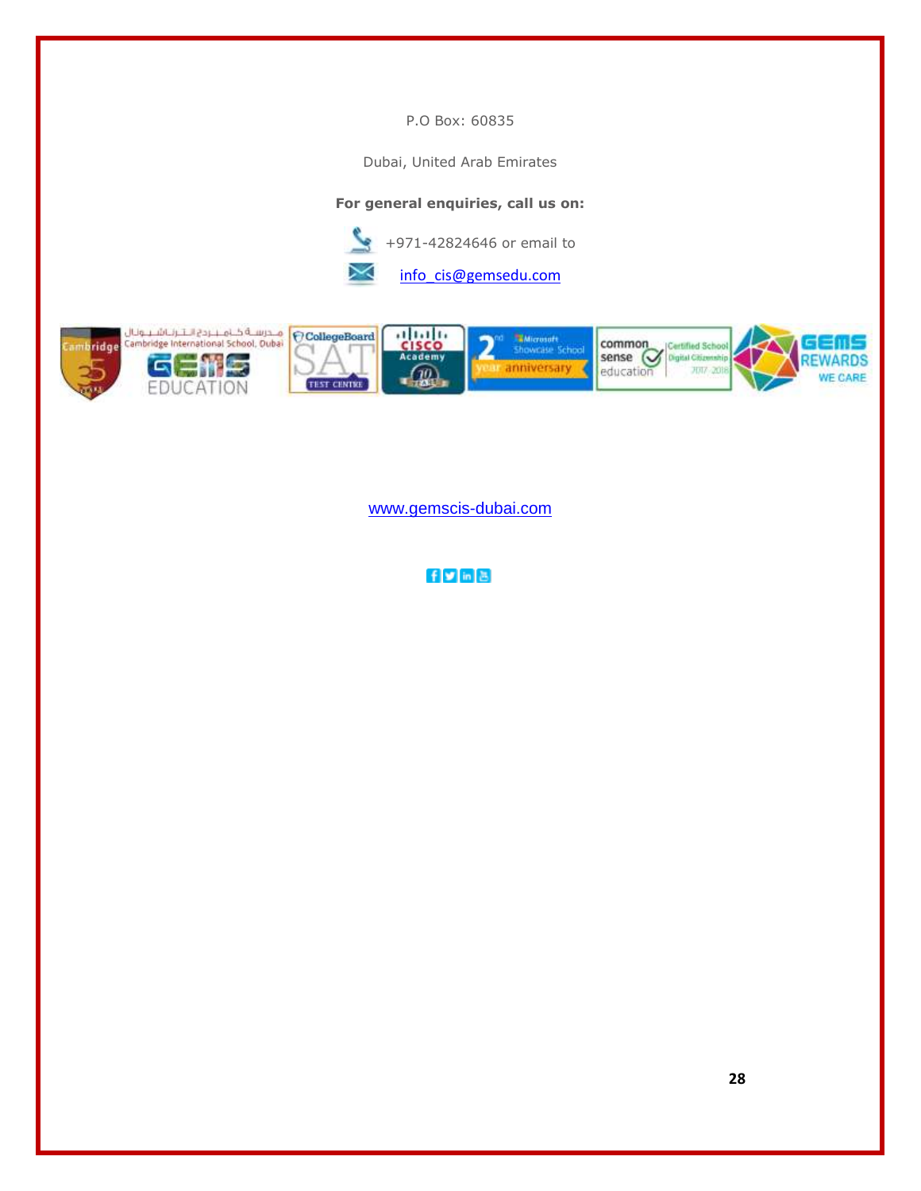P.O Box: 60835

Dubai, United Arab Emirates

**For general enquiries, call us on:**

+971-42824646 or email to

info_cis@gemsedu.com

www.gemscis-dubai.com